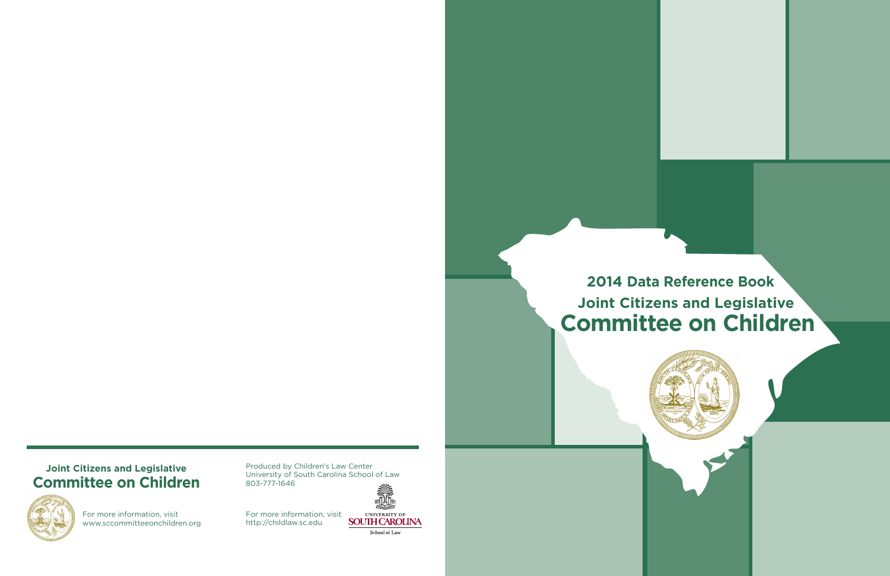# 2014 Data Reference Book

## Joint Citizens and Legislative Committee on Children

**Joint Citizens and Legislative**
**Committee on Children**

For more information, visit
www.sccommitteeonchildren.org

Produced by Children's Law Center
University of South Carolina School of Law
803-777-1646

For more information, visit
http://childlaw.sc.edu

UNIVERSITY OF SOUTH CAROLINA
School of Law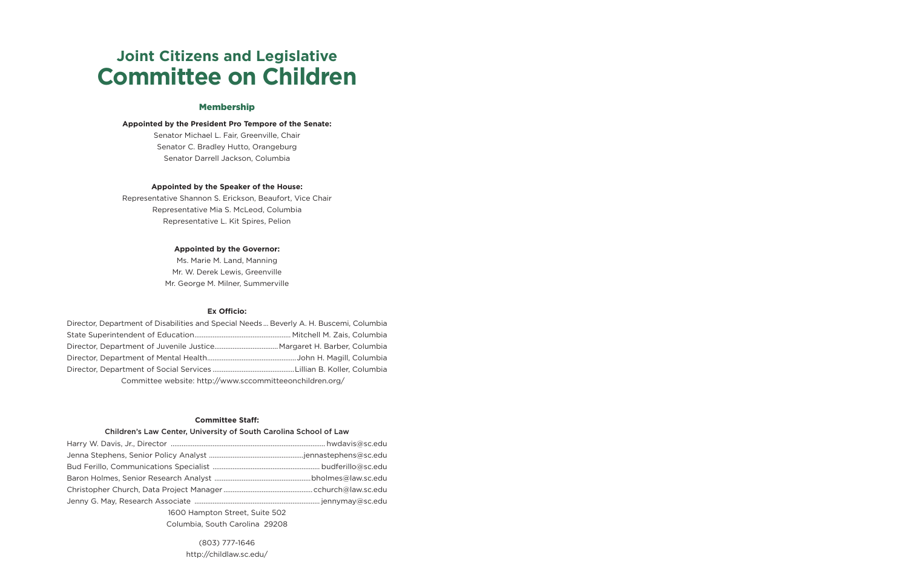# Joint Citizens and Legislative Committee on Children

## Membership

**Appointed by the President Pro Tempore of the Senate:**

Senator Michael L. Fair, Greenville, Chair
Senator C. Bradley Hutto, Orangeburg
Senator Darrell Jackson, Columbia

**Appointed by the Speaker of the House:**

Representative Shannon S. Erickson, Beaufort, Vice Chair
Representative Mia S. McLeod, Columbia
Representative L. Kit Spires, Pelion

**Appointed by the Governor:**

Ms. Marie M. Land, Manning
Mr. W. Derek Lewis, Greenville
Mr. George M. Milner, Summerville

**Ex Officio:**

Director, Department of Disabilities and Special Needs ... Beverly A. H. Buscemi, Columbia
State Superintendent of Education ... Mitchell M. Zais, Columbia
Director, Department of Juvenile Justice ... Margaret H. Barber, Columbia
Director, Department of Mental Health ... John H. Magill, Columbia
Director, Department of Social Services ... Lillian B. Koller, Columbia

Committee website: http://www.sccommitteeonchildren.org/

**Committee Staff:**

Children's Law Center, University of South Carolina School of Law

Harry W. Davis, Jr., Director ... hwdavis@sc.edu
Jenna Stephens, Senior Policy Analyst ... jennastephens@sc.edu
Bud Ferillo, Communications Specialist ... budferillo@sc.edu
Baron Holmes, Senior Research Analyst ... bholmes@law.sc.edu
Christopher Church, Data Project Manager ... cchurch@law.sc.edu
Jenny G. May, Research Associate ... jennymay@sc.edu

1600 Hampton Street, Suite 502
Columbia, South Carolina 29208

(803) 777-1646
http://childlaw.sc.edu/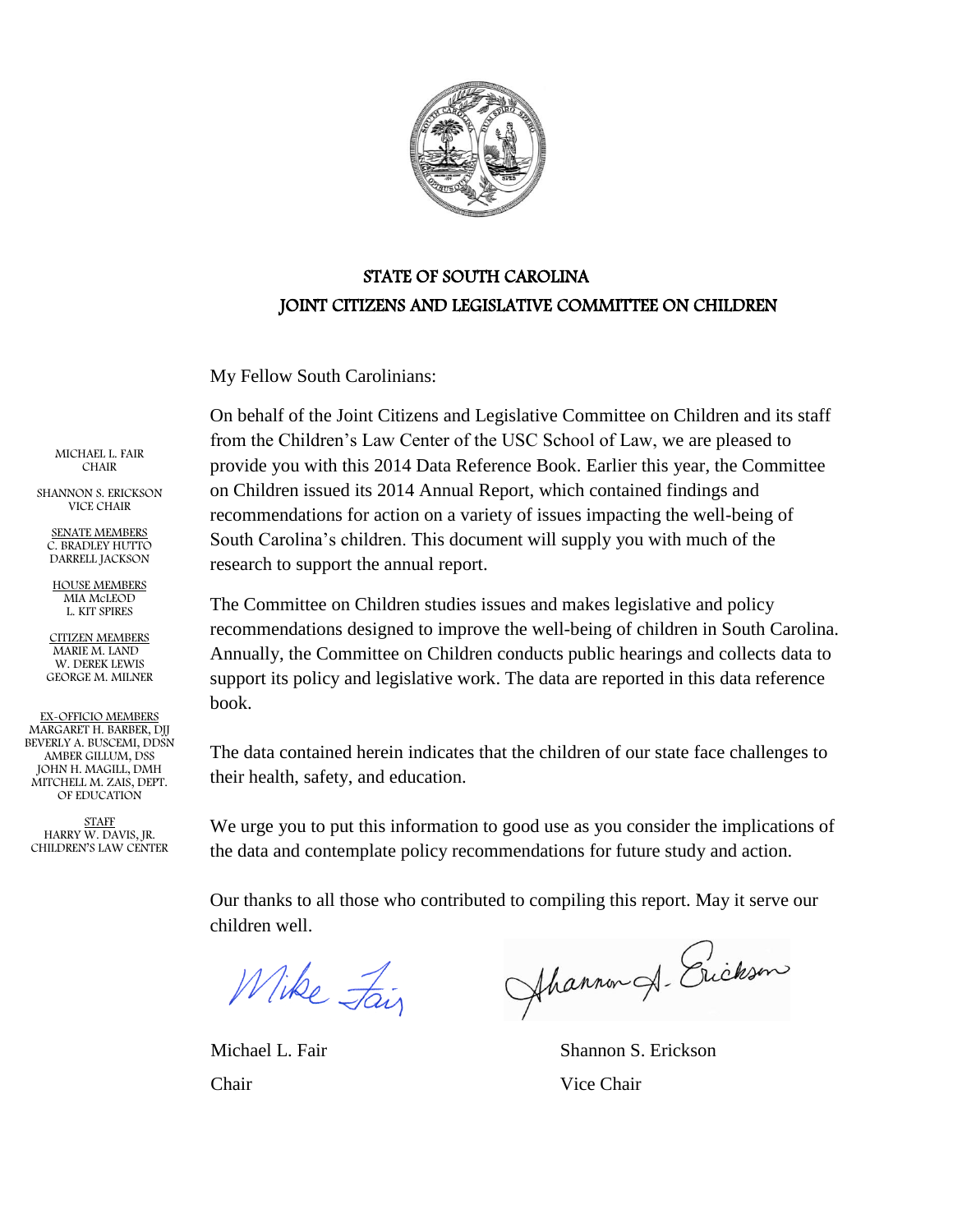# STATE OF SOUTH CAROLINA
# JOINT CITIZENS AND LEGISLATIVE COMMITTEE ON CHILDREN

MICHAEL L. FAIR
CHAIR

SHANNON S. ERICKSON
VICE CHAIR

SENATE MEMBERS
C. BRADLEY HUTTO
DARRELL JACKSON

HOUSE MEMBERS
MIA McLEOD
L. KIT SPIRES

CITIZEN MEMBERS
MARIE M. LAND
W. DEREK LEWIS
GEORGE M. MILNER

EX-OFFICIO MEMBERS
MARGARET H. BARBER, DJJ
BEVERLY A. BUSCEMI, DDSN
AMBER GILLUM, DSS
JOHN H. MAGILL, DMH
MITCHELL M. ZAIS, DEPT. OF EDUCATION

STAFF
HARRY W. DAVIS, JR.
CHILDREN'S LAW CENTER

My Fellow South Carolinians:

On behalf of the Joint Citizens and Legislative Committee on Children and its staff from the Children's Law Center of the USC School of Law, we are pleased to provide you with this 2014 Data Reference Book. Earlier this year, the Committee on Children issued its 2014 Annual Report, which contained findings and recommendations for action on a variety of issues impacting the well-being of South Carolina's children. This document will supply you with much of the research to support the annual report.

The Committee on Children studies issues and makes legislative and policy recommendations designed to improve the well-being of children in South Carolina. Annually, the Committee on Children conducts public hearings and collects data to support its policy and legislative work. The data are reported in this data reference book.

The data contained herein indicates that the children of our state face challenges to their health, safety, and education.

We urge you to put this information to good use as you consider the implications of the data and contemplate policy recommendations for future study and action.

Our thanks to all those who contributed to compiling this report. May it serve our children well.

Michael L. Fair
Chair

Shannon S. Erickson
Vice Chair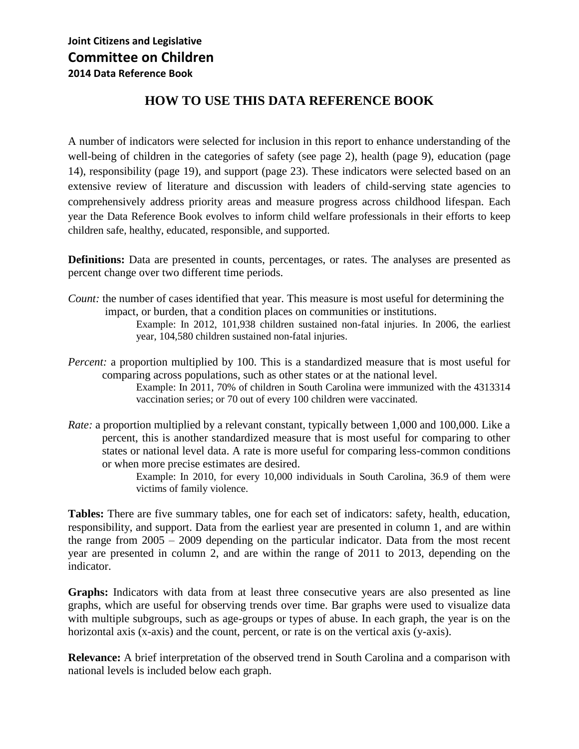**Joint Citizens and Legislative**
**Committee on Children**
**2014 Data Reference Book**

# HOW TO USE THIS DATA REFERENCE BOOK

A number of indicators were selected for inclusion in this report to enhance understanding of the well-being of children in the categories of safety (see page 2), health (page 9), education (page 14), responsibility (page 19), and support (page 23). These indicators were selected based on an extensive review of literature and discussion with leaders of child-serving state agencies to comprehensively address priority areas and measure progress across childhood lifespan. Each year the Data Reference Book evolves to inform child welfare professionals in their efforts to keep children safe, healthy, educated, responsible, and supported.

**Definitions:** Data are presented in counts, percentages, or rates. The analyses are presented as percent change over two different time periods.

*Count:* the number of cases identified that year. This measure is most useful for determining the impact, or burden, that a condition places on communities or institutions.

> Example: In 2012, 101,938 children sustained non-fatal injuries. In 2006, the earliest year, 104,580 children sustained non-fatal injuries.

*Percent:* a proportion multiplied by 100. This is a standardized measure that is most useful for comparing across populations, such as other states or at the national level.

> Example: In 2011, 70% of children in South Carolina were immunized with the 4313314 vaccination series; or 70 out of every 100 children were vaccinated.

*Rate:* a proportion multiplied by a relevant constant, typically between 1,000 and 100,000. Like a percent, this is another standardized measure that is most useful for comparing to other states or national level data. A rate is more useful for comparing less-common conditions or when more precise estimates are desired.

> Example: In 2010, for every 10,000 individuals in South Carolina, 36.9 of them were victims of family violence.

**Tables:** There are five summary tables, one for each set of indicators: safety, health, education, responsibility, and support. Data from the earliest year are presented in column 1, and are within the range from 2005 – 2009 depending on the particular indicator. Data from the most recent year are presented in column 2, and are within the range of 2011 to 2013, depending on the indicator.

**Graphs:** Indicators with data from at least three consecutive years are also presented as line graphs, which are useful for observing trends over time. Bar graphs were used to visualize data with multiple subgroups, such as age-groups or types of abuse. In each graph, the year is on the horizontal axis (x-axis) and the count, percent, or rate is on the vertical axis (y-axis).

**Relevance:** A brief interpretation of the observed trend in South Carolina and a comparison with national levels is included below each graph.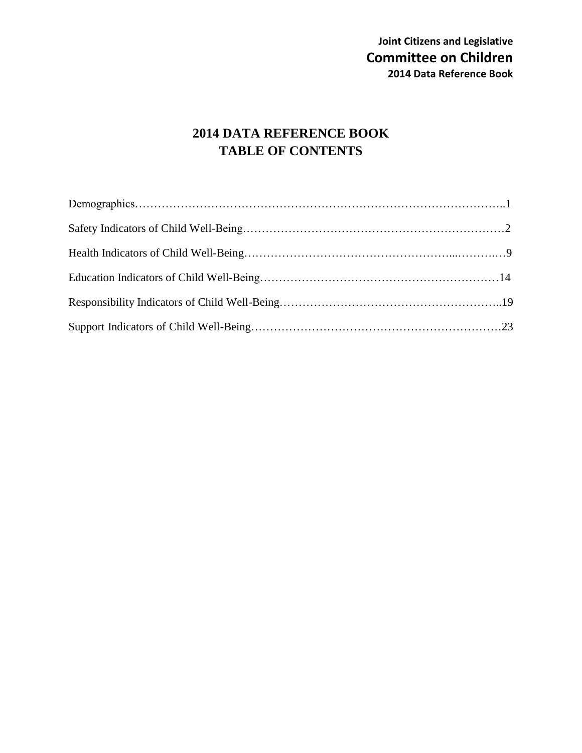**Joint Citizens and Legislative**
**Committee on Children**
**2014 Data Reference Book**

# 2014 DATA REFERENCE BOOK
# TABLE OF CONTENTS

Demographics……………………………………………………………………………………..1

Safety Indicators of Child Well-Being……………………………………………………………2

Health Indicators of Child Well-Being…………………………………………………...……….…9

Education Indicators of Child Well-Being………………………………………………………14

Responsibility Indicators of Child Well-Being…………………………………………………..19

Support Indicators of Child Well-Being…………………………………………………………23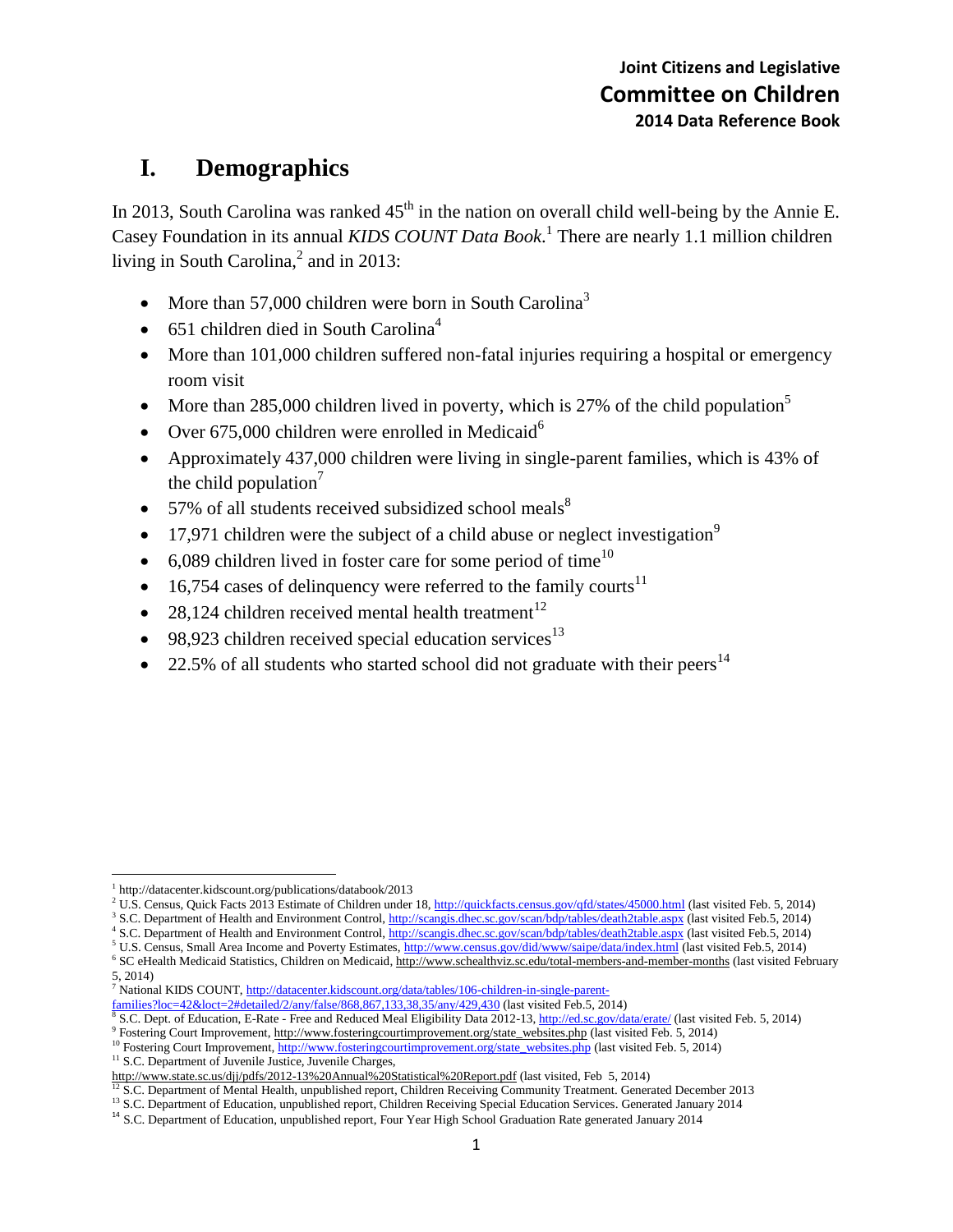# I. Demographics

In 2013, South Carolina was ranked 45th in the nation on overall child well-being by the Annie E. Casey Foundation in its annual *KIDS COUNT Data Book*.[1] There are nearly 1.1 million children living in South Carolina,[2] and in 2013:

- More than 57,000 children were born in South Carolina[3]
- 651 children died in South Carolina[4]
- More than 101,000 children suffered non-fatal injuries requiring a hospital or emergency room visit
- More than 285,000 children lived in poverty, which is 27% of the child population[5]
- Over 675,000 children were enrolled in Medicaid[6]
- Approximately 437,000 children were living in single-parent families, which is 43% of the child population[7]
- 57% of all students received subsidized school meals[8]
- 17,971 children were the subject of a child abuse or neglect investigation[9]
- 6,089 children lived in foster care for some period of time[10]
- 16,754 cases of delinquency were referred to the family courts[11]
- 28,124 children received mental health treatment[12]
- 98,923 children received special education services[13]
- 22.5% of all students who started school did not graduate with their peers[14]

---

[1] http://datacenter.kidscount.org/publications/databook/2013

[2] U.S. Census, Quick Facts 2013 Estimate of Children under 18, http://quickfacts.census.gov/qfd/states/45000.html (last visited Feb. 5, 2014)

[3] S.C. Department of Health and Environment Control, http://scangis.dhec.sc.gov/scan/bdp/tables/death2table.aspx (last visited Feb.5, 2014)

[4] S.C. Department of Health and Environment Control, http://scangis.dhec.sc.gov/scan/bdp/tables/death2table.aspx (last visited Feb.5, 2014)

[5] U.S. Census, Small Area Income and Poverty Estimates, http://www.census.gov/did/www/saipe/data/index.html (last visited Feb.5, 2014)

[6] SC eHealth Medicaid Statistics, Children on Medicaid, http://www.schealthviz.sc.edu/total-members-and-member-months (last visited February 5, 2014)

[7] National KIDS COUNT, http://datacenter.kidscount.org/data/tables/106-children-in-single-parent-families?loc=42&loct=2#detailed/2/any/false/868,867,133,38,35/any/429,430 (last visited Feb.5, 2014)

[8] S.C. Dept. of Education, E-Rate - Free and Reduced Meal Eligibility Data 2012-13, http://ed.sc.gov/data/erate/ (last visited Feb. 5, 2014)

[9] Fostering Court Improvement, http://www.fosteringcourtimprovement.org/state_websites.php (last visited Feb. 5, 2014)

[10] Fostering Court Improvement, http://www.fosteringcourtimprovement.org/state_websites.php (last visited Feb. 5, 2014)

[11] S.C. Department of Juvenile Justice, Juvenile Charges, http://www.state.sc.us/djj/pdfs/2012-13%20Annual%20Statistical%20Report.pdf (last visited, Feb 5, 2014)

[12] S.C. Department of Mental Health, unpublished report, Children Receiving Community Treatment. Generated December 2013

[13] S.C. Department of Education, unpublished report, Children Receiving Special Education Services. Generated January 2014

[14] S.C. Department of Education, unpublished report, Four Year High School Graduation Rate generated January 2014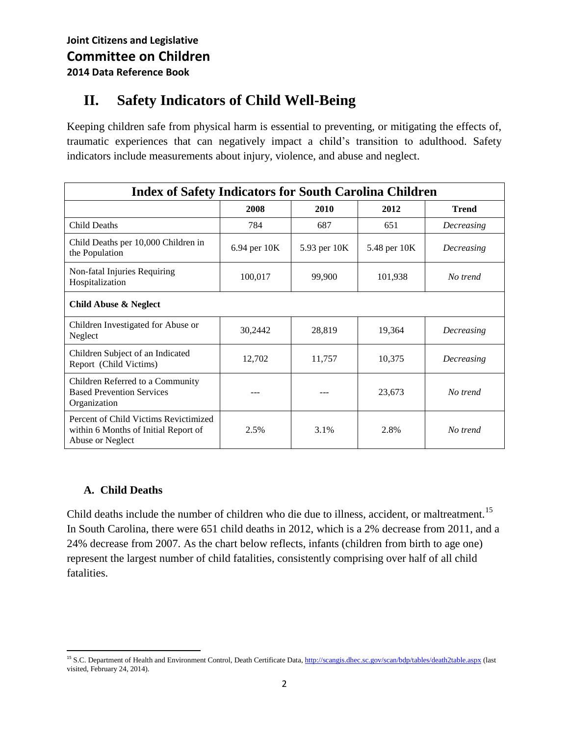Joint Citizens and Legislative

Committee on Children

2014 Data Reference Book

# II. Safety Indicators of Child Well-Being

Keeping children safe from physical harm is essential to preventing, or mitigating the effects of, traumatic experiences that can negatively impact a child's transition to adulthood. Safety indicators include measurements about injury, violence, and abuse and neglect.

| Index of Safety Indicators for South Carolina Children | | | | |
|---|---|---|---|---|
| | **2008** | **2010** | **2012** | **Trend** |
| Child Deaths | 784 | 687 | 651 | *Decreasing* |
| Child Deaths per 10,000 Children in the Population | 6.94 per 10K | 5.93 per 10K | 5.48 per 10K | *Decreasing* |
| Non-fatal Injuries Requiring Hospitalization | 100,017 | 99,900 | 101,938 | *No trend* |
| **Child Abuse & Neglect** | | | | |
| Children Investigated for Abuse or Neglect | 30,2442 | 28,819 | 19,364 | *Decreasing* |
| Children Subject of an Indicated Report (Child Victims) | 12,702 | 11,757 | 10,375 | *Decreasing* |
| Children Referred to a Community Based Prevention Services Organization | --- | --- | 23,673 | *No trend* |
| Percent of Child Victims Revictimized within 6 Months of Initial Report of Abuse or Neglect | 2.5% | 3.1% | 2.8% | *No trend* |

## A. Child Deaths

Child deaths include the number of children who die due to illness, accident, or maltreatment.[15] In South Carolina, there were 651 child deaths in 2012, which is a 2% decrease from 2011, and a 24% decrease from 2007. As the chart below reflects, infants (children from birth to age one) represent the largest number of child fatalities, consistently comprising over half of all child fatalities.

[15] S.C. Department of Health and Environment Control, Death Certificate Data, http://scangis.dhec.sc.gov/scan/bdp/tables/death2table.aspx (last visited, February 24, 2014).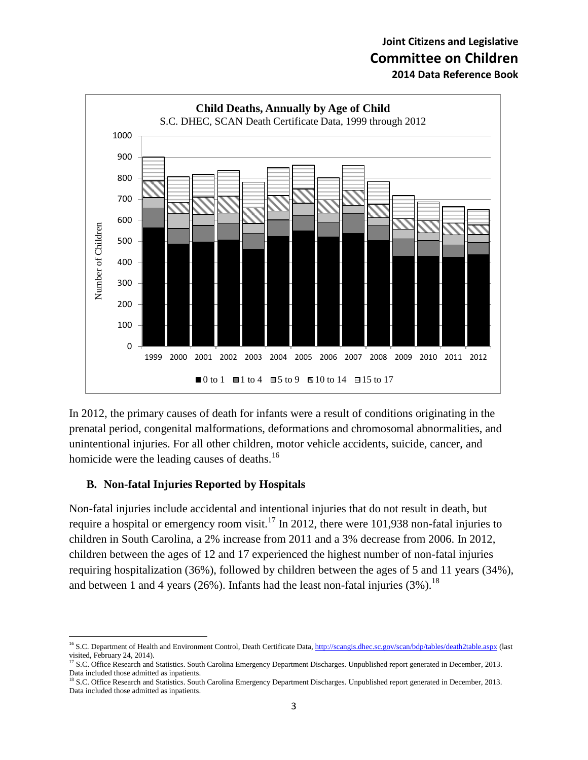**Child Deaths, Annually by Age of Child**

S.C. DHEC, SCAN Death Certificate Data, 1999 through 2012

In 2012, the primary causes of death for infants were a result of conditions originating in the prenatal period, congenital malformations, deformations and chromosomal abnormalities, and unintentional injuries. For all other children, motor vehicle accidents, suicide, cancer, and homicide were the leading causes of deaths.[16]

## B. Non-fatal Injuries Reported by Hospitals

Non-fatal injuries include accidental and intentional injuries that do not result in death, but require a hospital or emergency room visit.[17] In 2012, there were 101,938 non-fatal injuries to children in South Carolina, a 2% increase from 2011 and a 3% decrease from 2006. In 2012, children between the ages of 12 and 17 experienced the highest number of non-fatal injuries requiring hospitalization (36%), followed by children between the ages of 5 and 11 years (34%), and between 1 and 4 years (26%). Infants had the least non-fatal injuries (3%).[18]

---

[16] S.C. Department of Health and Environment Control, Death Certificate Data, http://scangis.dhec.sc.gov/scan/bdp/tables/death2table.aspx (last visited, February 24, 2014).

[17] S.C. Office Research and Statistics. South Carolina Emergency Department Discharges. Unpublished report generated in December, 2013. Data included those admitted as inpatients.

[18] S.C. Office Research and Statistics. South Carolina Emergency Department Discharges. Unpublished report generated in December, 2013. Data included those admitted as inpatients.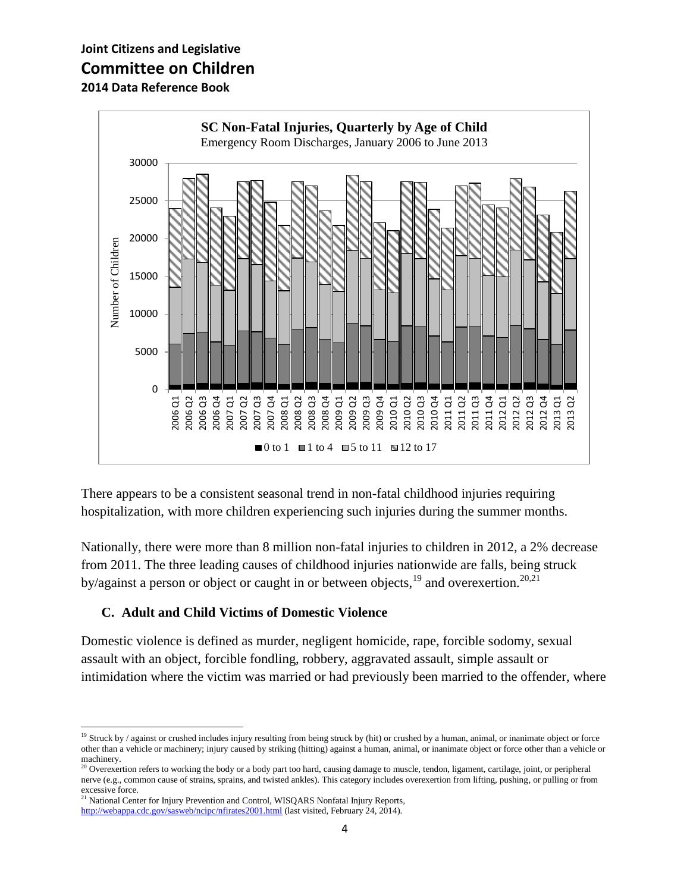**SC Non-Fatal Injuries, Quarterly by Age of Child**

Emergency Room Discharges, January 2006 to June 2013

There appears to be a consistent seasonal trend in non-fatal childhood injuries requiring hospitalization, with more children experiencing such injuries during the summer months.

Nationally, there were more than 8 million non-fatal injuries to children in 2012, a 2% decrease from 2011. The three leading causes of childhood injuries nationwide are falls, being struck by/against a person or object or caught in or between objects,[19] and overexertion.[20,21]

### C. Adult and Child Victims of Domestic Violence

Domestic violence is defined as murder, negligent homicide, rape, forcible sodomy, sexual assault with an object, forcible fondling, robbery, aggravated assault, simple assault or intimidation where the victim was married or had previously been married to the offender, where

---

[19] Struck by / against or crushed includes injury resulting from being struck by (hit) or crushed by a human, animal, or inanimate object or force other than a vehicle or machinery; injury caused by striking (hitting) against a human, animal, or inanimate object or force other than a vehicle or machinery.

[20] Overexertion refers to working the body or a body part too hard, causing damage to muscle, tendon, ligament, cartilage, joint, or peripheral nerve (e.g., common cause of strains, sprains, and twisted ankles). This category includes overexertion from lifting, pushing, or pulling or from excessive force.

[21] National Center for Injury Prevention and Control, WISQARS Nonfatal Injury Reports, http://webappa.cdc.gov/sasweb/ncipc/nfirates2001.html (last visited, February 24, 2014).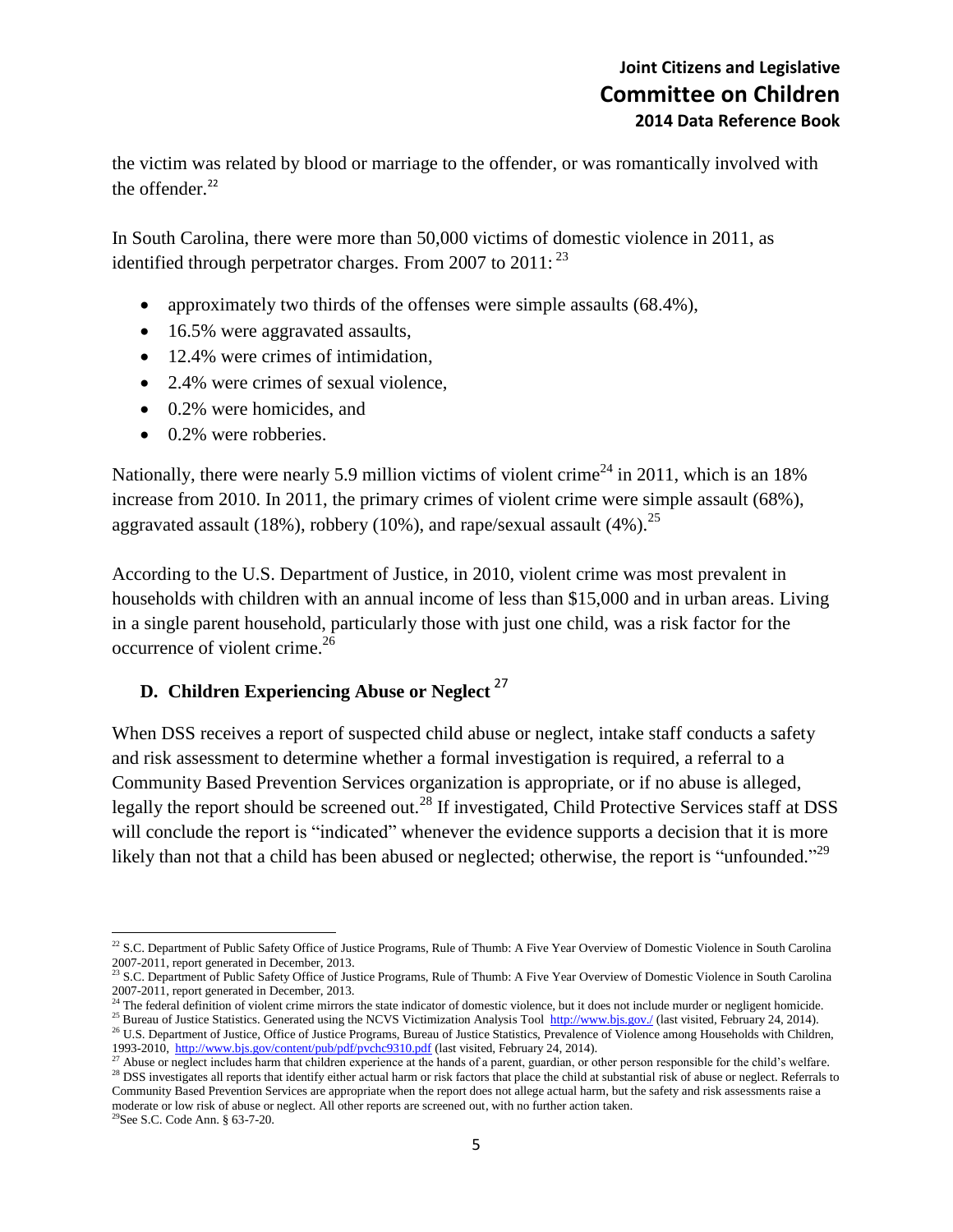the victim was related by blood or marriage to the offender, or was romantically involved with the offender.[22]

In South Carolina, there were more than 50,000 victims of domestic violence in 2011, as identified through perpetrator charges. From 2007 to 2011: [23]

- approximately two thirds of the offenses were simple assaults (68.4%),
- 16.5% were aggravated assaults,
- 12.4% were crimes of intimidation,
- 2.4% were crimes of sexual violence,
- 0.2% were homicides, and
- 0.2% were robberies.

Nationally, there were nearly 5.9 million victims of violent crime[24] in 2011, which is an 18% increase from 2010. In 2011, the primary crimes of violent crime were simple assault (68%), aggravated assault (18%), robbery (10%), and rape/sexual assault (4%).[25]

According to the U.S. Department of Justice, in 2010, violent crime was most prevalent in households with children with an annual income of less than $15,000 and in urban areas. Living in a single parent household, particularly those with just one child, was a risk factor for the occurrence of violent crime.[26]

## D. Children Experiencing Abuse or Neglect [27]

When DSS receives a report of suspected child abuse or neglect, intake staff conducts a safety and risk assessment to determine whether a formal investigation is required, a referral to a Community Based Prevention Services organization is appropriate, or if no abuse is alleged, legally the report should be screened out.[28] If investigated, Child Protective Services staff at DSS will conclude the report is "indicated" whenever the evidence supports a decision that it is more likely than not that a child has been abused or neglected; otherwise, the report is "unfounded."[29]

---

[22] S.C. Department of Public Safety Office of Justice Programs, Rule of Thumb: A Five Year Overview of Domestic Violence in South Carolina 2007-2011, report generated in December, 2013.

[23] S.C. Department of Public Safety Office of Justice Programs, Rule of Thumb: A Five Year Overview of Domestic Violence in South Carolina 2007-2011, report generated in December, 2013.

[24] The federal definition of violent crime mirrors the state indicator of domestic violence, but it does not include murder or negligent homicide.

[25] Bureau of Justice Statistics. Generated using the NCVS Victimization Analysis Tool http://www.bjs.gov./ (last visited, February 24, 2014).

[26] U.S. Department of Justice, Office of Justice Programs, Bureau of Justice Statistics, Prevalence of Violence among Households with Children, 1993-2010, http://www.bjs.gov/content/pub/pdf/pvchc9310.pdf (last visited, February 24, 2014).

[27] Abuse or neglect includes harm that children experience at the hands of a parent, guardian, or other person responsible for the child's welfare.

[28] DSS investigates all reports that identify either actual harm or risk factors that place the child at substantial risk of abuse or neglect. Referrals to Community Based Prevention Services are appropriate when the report does not allege actual harm, but the safety and risk assessments raise a moderate or low risk of abuse or neglect. All other reports are screened out, with no further action taken.

[29] See S.C. Code Ann. § 63-7-20.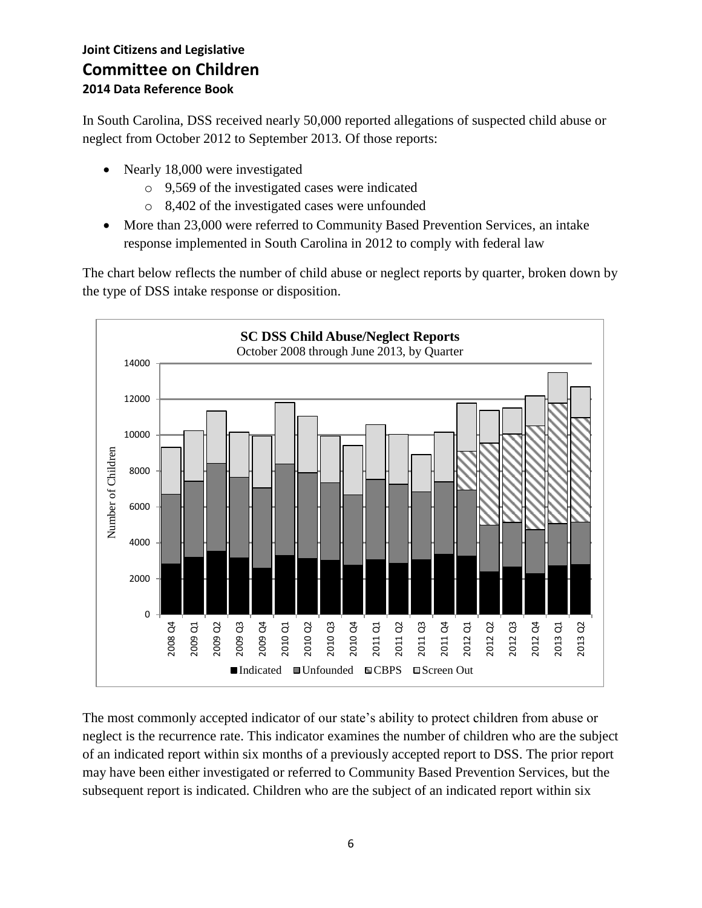In South Carolina, DSS received nearly 50,000 reported allegations of suspected child abuse or neglect from October 2012 to September 2013. Of those reports:

- Nearly 18,000 were investigated
  - 9,569 of the investigated cases were indicated
  - 8,402 of the investigated cases were unfounded
- More than 23,000 were referred to Community Based Prevention Services, an intake response implemented in South Carolina in 2012 to comply with federal law

The chart below reflects the number of child abuse or neglect reports by quarter, broken down by the type of DSS intake response or disposition.

The most commonly accepted indicator of our state's ability to protect children from abuse or neglect is the recurrence rate. This indicator examines the number of children who are the subject of an indicated report within six months of a previously accepted report to DSS. The prior report may have been either investigated or referred to Community Based Prevention Services, but the subsequent report is indicated. Children who are the subject of an indicated report within six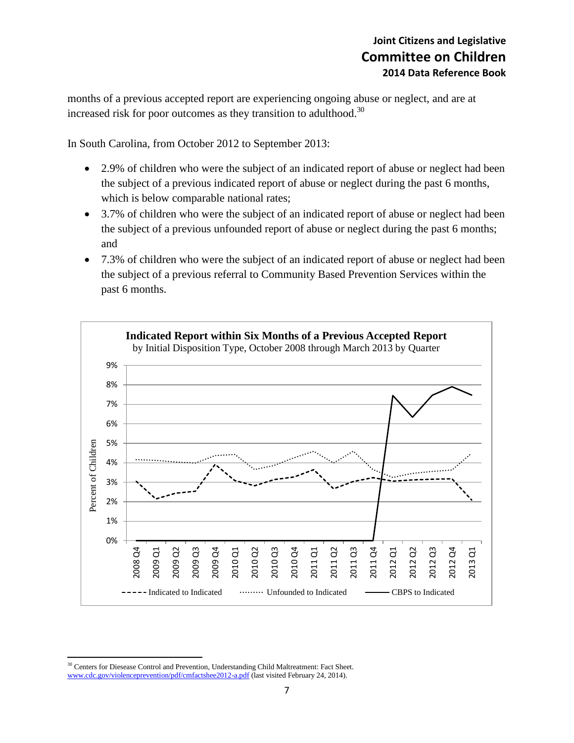months of a previous accepted report are experiencing ongoing abuse or neglect, and are at increased risk for poor outcomes as they transition to adulthood.[30]

In South Carolina, from October 2012 to September 2013:

- 2.9% of children who were the subject of an indicated report of abuse or neglect had been the subject of a previous indicated report of abuse or neglect during the past 6 months, which is below comparable national rates;
- 3.7% of children who were the subject of an indicated report of abuse or neglect had been the subject of a previous unfounded report of abuse or neglect during the past 6 months; and
- 7.3% of children who were the subject of an indicated report of abuse or neglect had been the subject of a previous referral to Community Based Prevention Services within the past 6 months.

**Indicated Report within Six Months of a Previous Accepted Report**
by Initial Disposition Type, October 2008 through March 2013 by Quarter

Percent of Children: 0%, 1%, 2%, 3%, 4%, 5%, 6%, 7%, 8%, 9%

2008 Q4, 2009 Q1, 2009 Q2, 2009 Q3, 2009 Q4, 2010 Q1, 2010 Q2, 2010 Q3, 2010 Q4, 2011 Q1, 2011 Q2, 2011 Q3, 2011 Q4, 2012 Q1, 2012 Q2, 2012 Q3, 2012 Q4, 2013 Q1

Indicated to Indicated — Unfounded to Indicated — CBPS to Indicated

[30] Centers for Diesease Control and Prevention, Understanding Child Maltreatment: Fact Sheet. www.cdc.gov/violenceprevention/pdf/cmfactshee2012-a.pdf (last visited February 24, 2014).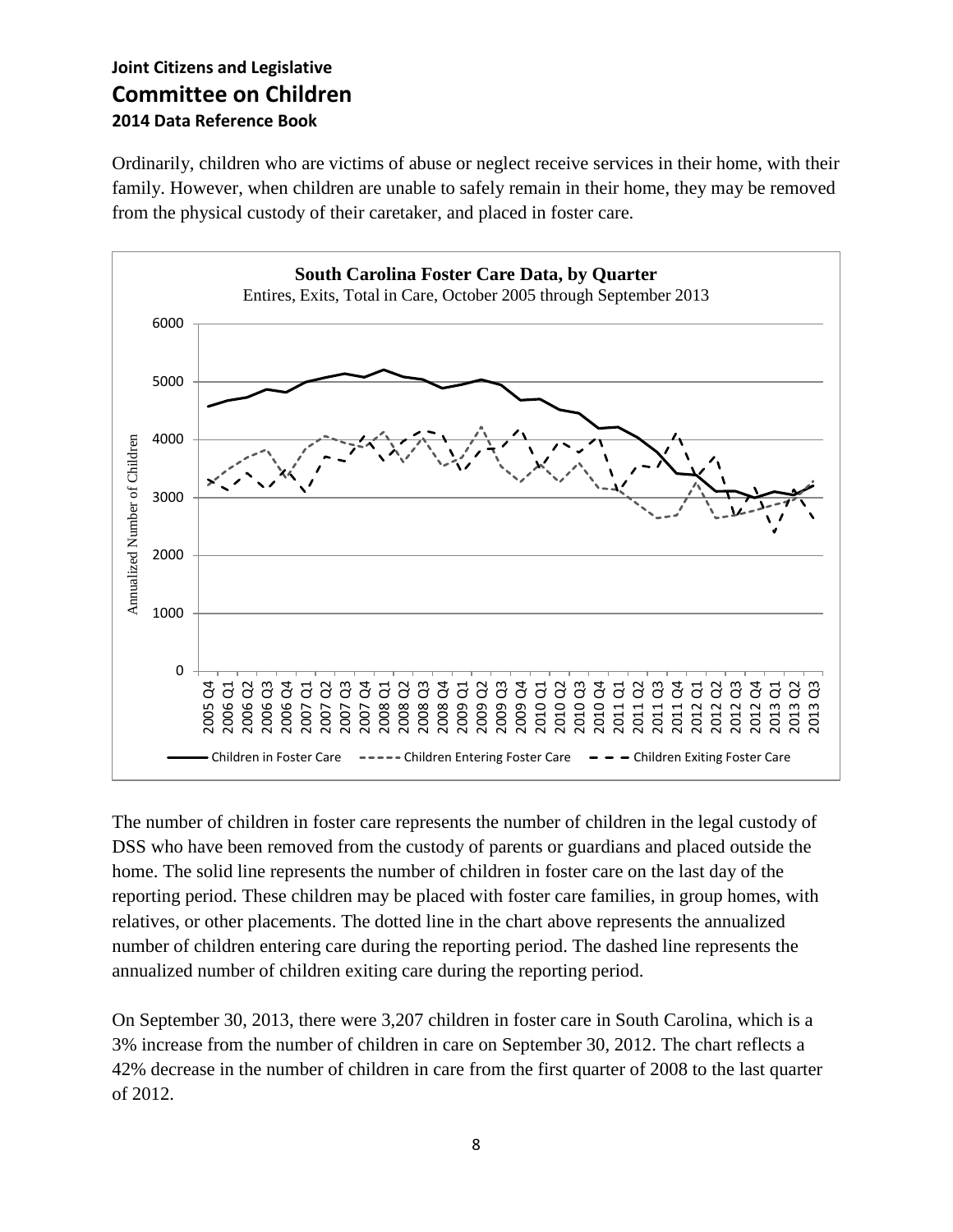Ordinarily, children who are victims of abuse or neglect receive services in their home, with their family. However, when children are unable to safely remain in their home, they may be removed from the physical custody of their caretaker, and placed in foster care.

**South Carolina Foster Care Data, by Quarter**

Entires, Exits, Total in Care, October 2005 through September 2013

The number of children in foster care represents the number of children in the legal custody of DSS who have been removed from the custody of parents or guardians and placed outside the home. The solid line represents the number of children in foster care on the last day of the reporting period. These children may be placed with foster care families, in group homes, with relatives, or other placements. The dotted line in the chart above represents the annualized number of children entering care during the reporting period. The dashed line represents the annualized number of children exiting care during the reporting period.

On September 30, 2013, there were 3,207 children in foster care in South Carolina, which is a 3% increase from the number of children in care on September 30, 2012. The chart reflects a 42% decrease in the number of children in care from the first quarter of 2008 to the last quarter of 2012.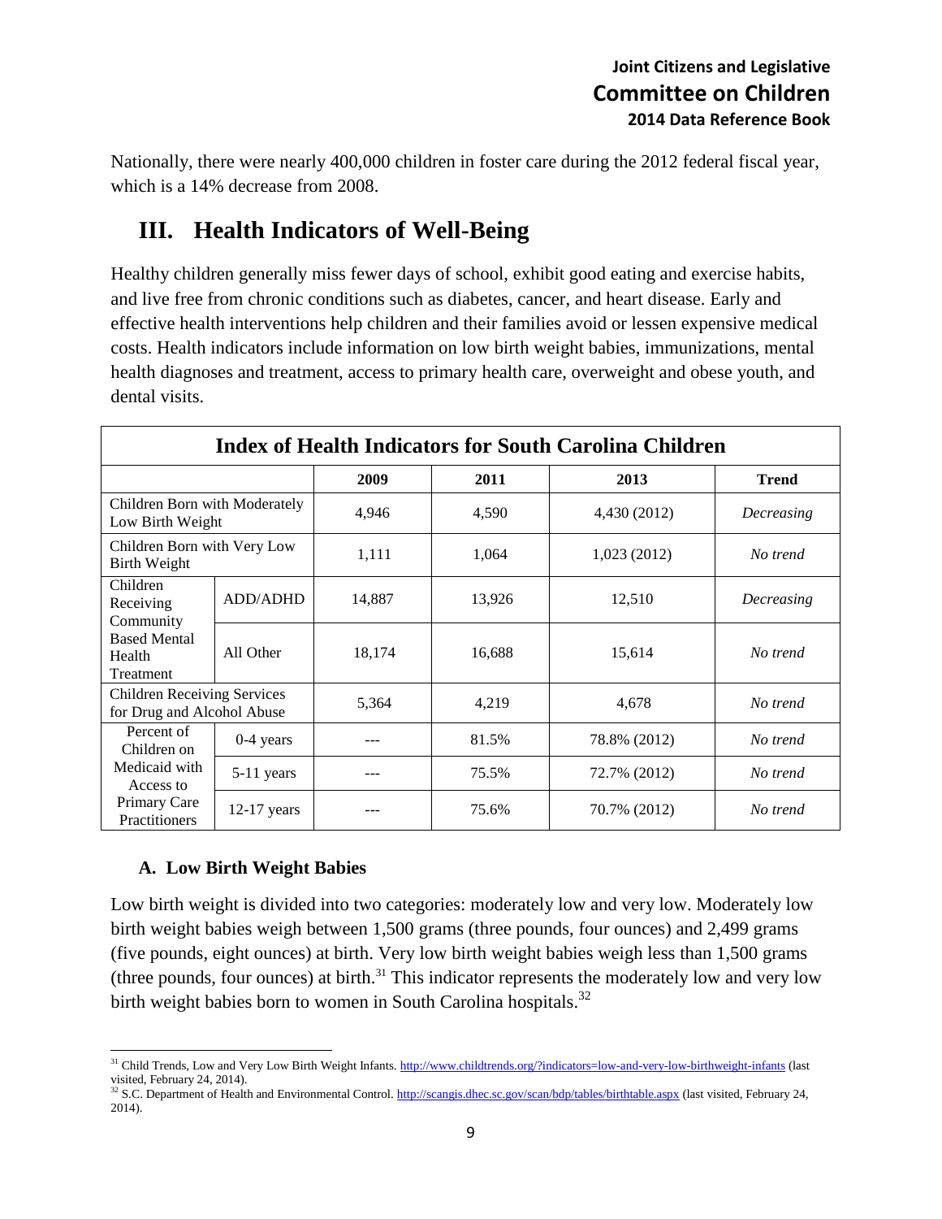Nationally, there were nearly 400,000 children in foster care during the 2012 federal fiscal year, which is a 14% decrease from 2008.

# III. Health Indicators of Well-Being

Healthy children generally miss fewer days of school, exhibit good eating and exercise habits, and live free from chronic conditions such as diabetes, cancer, and heart disease. Early and effective health interventions help children and their families avoid or lessen expensive medical costs. Health indicators include information on low birth weight babies, immunizations, mental health diagnoses and treatment, access to primary health care, overweight and obese youth, and dental visits.

| Index of Health Indicators for South Carolina Children | | | | | |
|---|---|---|---|---|---|
| | | **2009** | **2011** | **2013** | **Trend** |
| Children Born with Moderately Low Birth Weight | | 4,946 | 4,590 | 4,430 (2012) | *Decreasing* |
| Children Born with Very Low Birth Weight | | 1,111 | 1,064 | 1,023 (2012) | *No trend* |
| Children Receiving Community Based Mental Health Treatment | ADD/ADHD | 14,887 | 13,926 | 12,510 | *Decreasing* |
| | All Other | 18,174 | 16,688 | 15,614 | *No trend* |
| Children Receiving Services for Drug and Alcohol Abuse | | 5,364 | 4,219 | 4,678 | *No trend* |
| Percent of Children on Medicaid with Access to Primary Care Practitioners | 0-4 years | --- | 81.5% | 78.8% (2012) | *No trend* |
| | 5-11 years | --- | 75.5% | 72.7% (2012) | *No trend* |
| | 12-17 years | --- | 75.6% | 70.7% (2012) | *No trend* |

## A. Low Birth Weight Babies

Low birth weight is divided into two categories: moderately low and very low. Moderately low birth weight babies weigh between 1,500 grams (three pounds, four ounces) and 2,499 grams (five pounds, eight ounces) at birth. Very low birth weight babies weigh less than 1,500 grams (three pounds, four ounces) at birth.[31] This indicator represents the moderately low and very low birth weight babies born to women in South Carolina hospitals.[32]

---

[31] Child Trends, Low and Very Low Birth Weight Infants. http://www.childtrends.org/?indicators=low-and-very-low-birthweight-infants (last visited, February 24, 2014).

[32] S.C. Department of Health and Environmental Control. http://scangis.dhec.sc.gov/scan/bdp/tables/birthtable.aspx (last visited, February 24, 2014).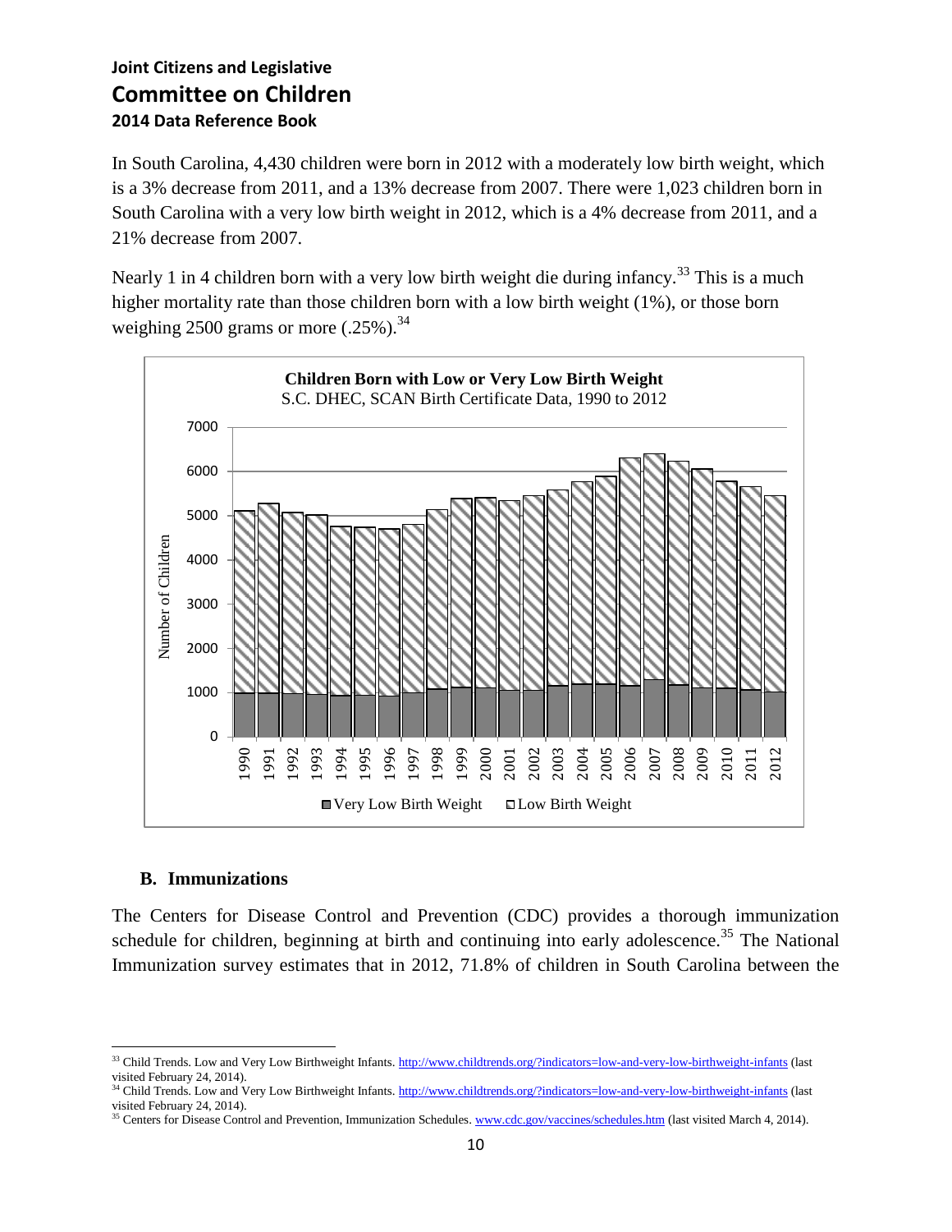In South Carolina, 4,430 children were born in 2012 with a moderately low birth weight, which is a 3% decrease from 2011, and a 13% decrease from 2007. There were 1,023 children born in South Carolina with a very low birth weight in 2012, which is a 4% decrease from 2011, and a 21% decrease from 2007.

Nearly 1 in 4 children born with a very low birth weight die during infancy.[33] This is a much higher mortality rate than those children born with a low birth weight (1%), or those born weighing 2500 grams or more (.25%).[34]

**Children Born with Low or Very Low Birth Weight**
S.C. DHEC, SCAN Birth Certificate Data, 1990 to 2012

### B. Immunizations

The Centers for Disease Control and Prevention (CDC) provides a thorough immunization schedule for children, beginning at birth and continuing into early adolescence.[35] The National Immunization survey estimates that in 2012, 71.8% of children in South Carolina between the

---

[33] Child Trends. Low and Very Low Birthweight Infants. http://www.childtrends.org/?indicators=low-and-very-low-birthweight-infants (last visited February 24, 2014).

[34] Child Trends. Low and Very Low Birthweight Infants. http://www.childtrends.org/?indicators=low-and-very-low-birthweight-infants (last visited February 24, 2014).

[35] Centers for Disease Control and Prevention, Immunization Schedules. www.cdc.gov/vaccines/schedules.htm (last visited March 4, 2014).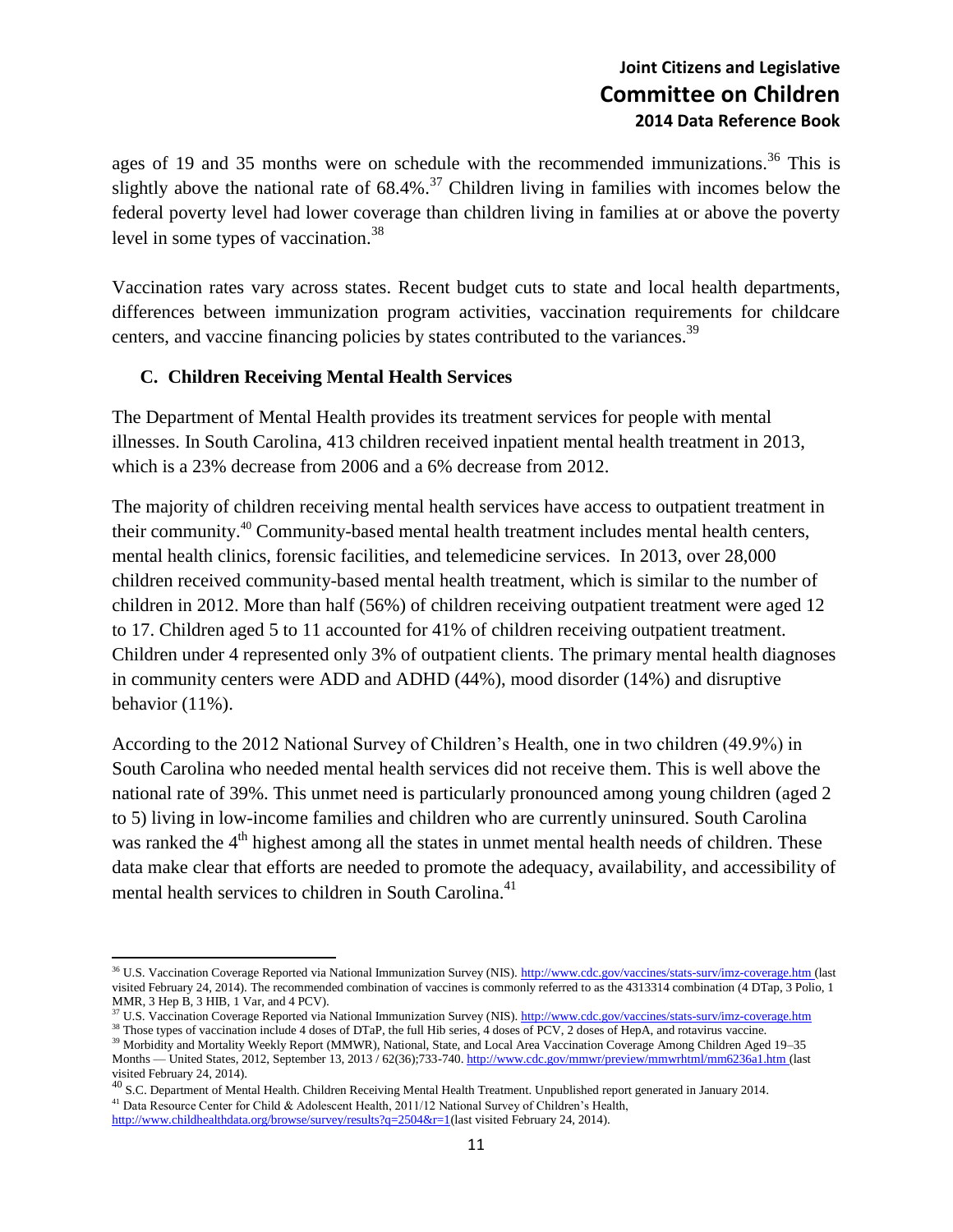ages of 19 and 35 months were on schedule with the recommended immunizations.[36] This is slightly above the national rate of 68.4%.[37] Children living in families with incomes below the federal poverty level had lower coverage than children living in families at or above the poverty level in some types of vaccination.[38]

Vaccination rates vary across states. Recent budget cuts to state and local health departments, differences between immunization program activities, vaccination requirements for childcare centers, and vaccine financing policies by states contributed to the variances.[39]

### C. Children Receiving Mental Health Services

The Department of Mental Health provides its treatment services for people with mental illnesses. In South Carolina, 413 children received inpatient mental health treatment in 2013, which is a 23% decrease from 2006 and a 6% decrease from 2012.

The majority of children receiving mental health services have access to outpatient treatment in their community.[40] Community-based mental health treatment includes mental health centers, mental health clinics, forensic facilities, and telemedicine services. In 2013, over 28,000 children received community-based mental health treatment, which is similar to the number of children in 2012. More than half (56%) of children receiving outpatient treatment were aged 12 to 17. Children aged 5 to 11 accounted for 41% of children receiving outpatient treatment. Children under 4 represented only 3% of outpatient clients. The primary mental health diagnoses in community centers were ADD and ADHD (44%), mood disorder (14%) and disruptive behavior (11%).

According to the 2012 National Survey of Children's Health, one in two children (49.9%) in South Carolina who needed mental health services did not receive them. This is well above the national rate of 39%. This unmet need is particularly pronounced among young children (aged 2 to 5) living in low-income families and children who are currently uninsured. South Carolina was ranked the 4th highest among all the states in unmet mental health needs of children. These data make clear that efforts are needed to promote the adequacy, availability, and accessibility of mental health services to children in South Carolina.[41]

---

[36] U.S. Vaccination Coverage Reported via National Immunization Survey (NIS). http://www.cdc.gov/vaccines/stats-surv/imz-coverage.htm (last visited February 24, 2014). The recommended combination of vaccines is commonly referred to as the 4313314 combination (4 DTap, 3 Polio, 1 MMR, 3 Hep B, 3 HIB, 1 Var, and 4 PCV).

[37] U.S. Vaccination Coverage Reported via National Immunization Survey (NIS). http://www.cdc.gov/vaccines/stats-surv/imz-coverage.htm

[38] Those types of vaccination include 4 doses of DTaP, the full Hib series, 4 doses of PCV, 2 doses of HepA, and rotavirus vaccine.

[39] Morbidity and Mortality Weekly Report (MMWR), National, State, and Local Area Vaccination Coverage Among Children Aged 19–35 Months — United States, 2012, September 13, 2013 / 62(36);733-740. http://www.cdc.gov/mmwr/preview/mmwrhtml/mm6236a1.htm (last visited February 24, 2014).

[40] S.C. Department of Mental Health. Children Receiving Mental Health Treatment. Unpublished report generated in January 2014.

[41] Data Resource Center for Child & Adolescent Health, 2011/12 National Survey of Children's Health, http://www.childhealthdata.org/browse/survey/results?q=2504&r=1(last visited February 24, 2014).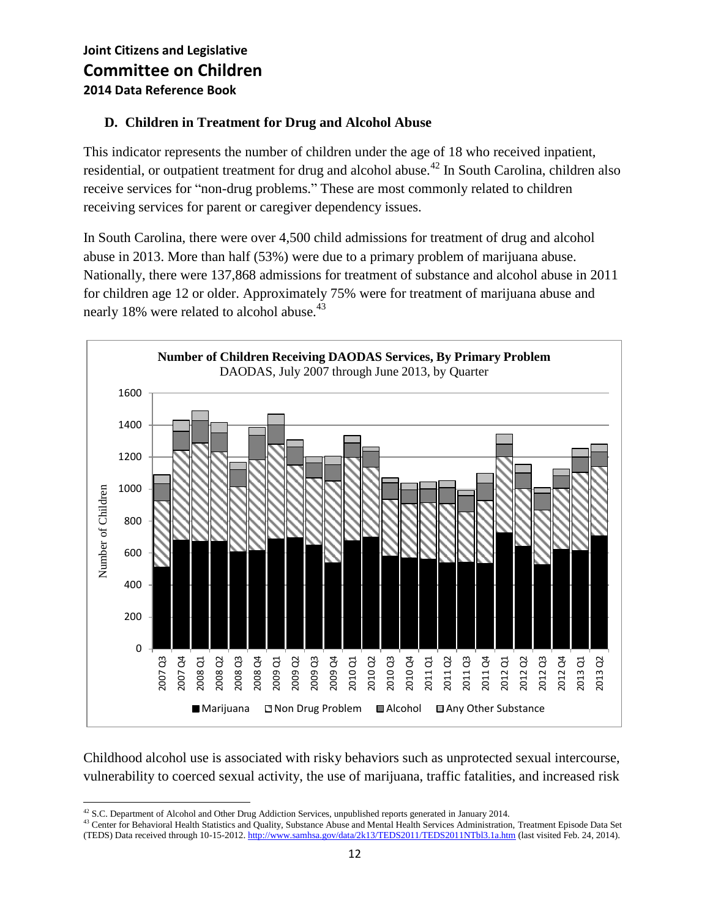## D. Children in Treatment for Drug and Alcohol Abuse

This indicator represents the number of children under the age of 18 who received inpatient, residential, or outpatient treatment for drug and alcohol abuse.[42] In South Carolina, children also receive services for "non-drug problems." These are most commonly related to children receiving services for parent or caregiver dependency issues.

In South Carolina, there were over 4,500 child admissions for treatment of drug and alcohol abuse in 2013. More than half (53%) were due to a primary problem of marijuana abuse. Nationally, there were 137,868 admissions for treatment of substance and alcohol abuse in 2011 for children age 12 or older. Approximately 75% were for treatment of marijuana abuse and nearly 18% were related to alcohol abuse.[43]

**Number of Children Receiving DAODAS Services, By Primary Problem**
DAODAS, July 2007 through June 2013, by Quarter

Childhood alcohol use is associated with risky behaviors such as unprotected sexual intercourse, vulnerability to coerced sexual activity, the use of marijuana, traffic fatalities, and increased risk

---

[42] S.C. Department of Alcohol and Other Drug Addiction Services, unpublished reports generated in January 2014.

[43] Center for Behavioral Health Statistics and Quality, Substance Abuse and Mental Health Services Administration, Treatment Episode Data Set (TEDS) Data received through 10-15-2012. http://www.samhsa.gov/data/2k13/TEDS2011/TEDS2011NTbl3.1a.htm (last visited Feb. 24, 2014).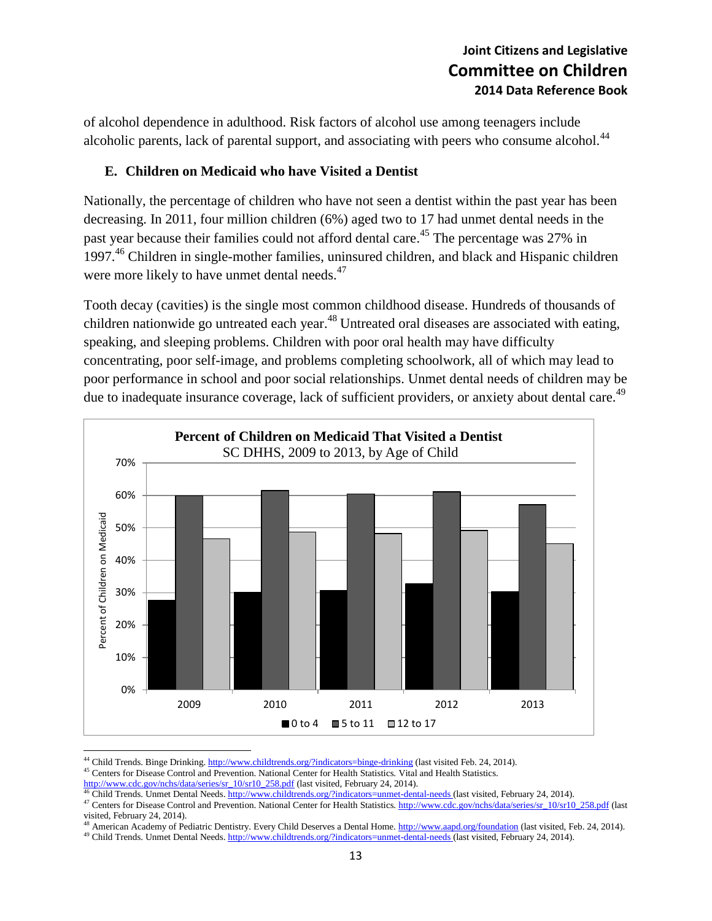of alcohol dependence in adulthood. Risk factors of alcohol use among teenagers include alcoholic parents, lack of parental support, and associating with peers who consume alcohol.[44]

### E. Children on Medicaid who have Visited a Dentist

Nationally, the percentage of children who have not seen a dentist within the past year has been decreasing. In 2011, four million children (6%) aged two to 17 had unmet dental needs in the past year because their families could not afford dental care.[45] The percentage was 27% in 1997.[46] Children in single-mother families, uninsured children, and black and Hispanic children were more likely to have unmet dental needs.[47]

Tooth decay (cavities) is the single most common childhood disease. Hundreds of thousands of children nationwide go untreated each year.[48] Untreated oral diseases are associated with eating, speaking, and sleeping problems. Children with poor oral health may have difficulty concentrating, poor self-image, and problems completing schoolwork, all of which may lead to poor performance in school and poor social relationships. Unmet dental needs of children may be due to inadequate insurance coverage, lack of sufficient providers, or anxiety about dental care.[49]

**Percent of Children on Medicaid That Visited a Dentist**
SC DHHS, 2009 to 2013, by Age of Child

[44] Child Trends. Binge Drinking. http://www.childtrends.org/?indicators=binge-drinking (last visited Feb. 24, 2014).
[45] Centers for Disease Control and Prevention. National Center for Health Statistics. Vital and Health Statistics. http://www.cdc.gov/nchs/data/series/sr_10/sr10_258.pdf (last visited, February 24, 2014).
[46] Child Trends. Unmet Dental Needs. http://www.childtrends.org/?indicators=unmet-dental-needs (last visited, February 24, 2014).
[47] Centers for Disease Control and Prevention. National Center for Health Statistics. http://www.cdc.gov/nchs/data/series/sr_10/sr10_258.pdf (last visited, February 24, 2014).
[48] American Academy of Pediatric Dentistry. Every Child Deserves a Dental Home. http://www.aapd.org/foundation (last visited, Feb. 24, 2014).
[49] Child Trends. Unmet Dental Needs. http://www.childtrends.org/?indicators=unmet-dental-needs (last visited, February 24, 2014).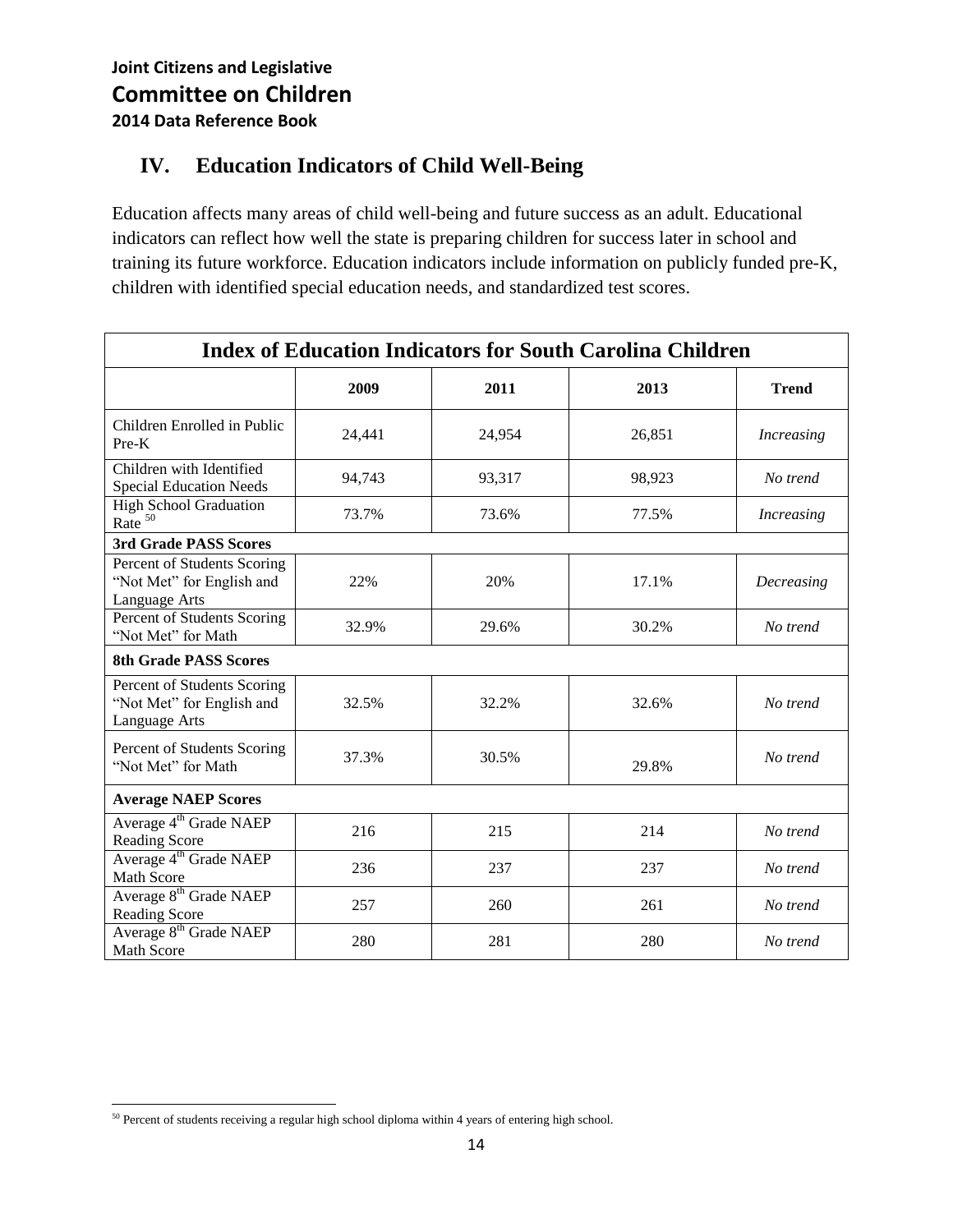## IV. Education Indicators of Child Well-Being

Education affects many areas of child well-being and future success as an adult. Educational indicators can reflect how well the state is preparing children for success later in school and training its future workforce. Education indicators include information on publicly funded pre-K, children with identified special education needs, and standardized test scores.

| Index of Education Indicators for South Carolina Children | | | | |
|---|---|---|---|---|
| | **2009** | **2011** | **2013** | **Trend** |
| Children Enrolled in Public Pre-K | 24,441 | 24,954 | 26,851 | *Increasing* |
| Children with Identified Special Education Needs | 94,743 | 93,317 | 98,923 | *No trend* |
| High School Graduation Rate [50] | 73.7% | 73.6% | 77.5% | *Increasing* |
| **3rd Grade PASS Scores** | | | | |
| Percent of Students Scoring "Not Met" for English and Language Arts | 22% | 20% | 17.1% | *Decreasing* |
| Percent of Students Scoring "Not Met" for Math | 32.9% | 29.6% | 30.2% | *No trend* |
| **8th Grade PASS Scores** | | | | |
| Percent of Students Scoring "Not Met" for English and Language Arts | 32.5% | 32.2% | 32.6% | *No trend* |
| Percent of Students Scoring "Not Met" for Math | 37.3% | 30.5% | 29.8% | *No trend* |
| **Average NAEP Scores** | | | | |
| Average 4th Grade NAEP Reading Score | 216 | 215 | 214 | *No trend* |
| Average 4th Grade NAEP Math Score | 236 | 237 | 237 | *No trend* |
| Average 8th Grade NAEP Reading Score | 257 | 260 | 261 | *No trend* |
| Average 8th Grade NAEP Math Score | 280 | 281 | 280 | *No trend* |

[50] Percent of students receiving a regular high school diploma within 4 years of entering high school.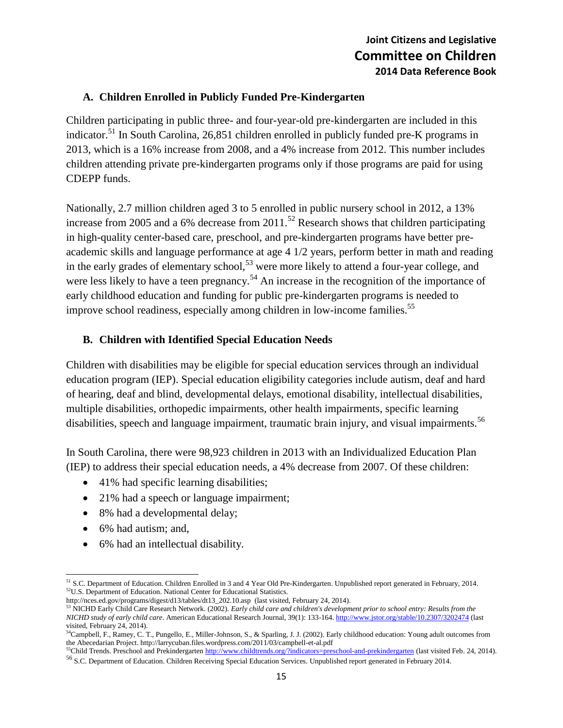### A. Children Enrolled in Publicly Funded Pre-Kindergarten

Children participating in public three- and four-year-old pre-kindergarten are included in this indicator.[51] In South Carolina, 26,851 children enrolled in publicly funded pre-K programs in 2013, which is a 16% increase from 2008, and a 4% increase from 2012. This number includes children attending private pre-kindergarten programs only if those programs are paid for using CDEPP funds.

Nationally, 2.7 million children aged 3 to 5 enrolled in public nursery school in 2012, a 13% increase from 2005 and a 6% decrease from 2011.[52] Research shows that children participating in high-quality center-based care, preschool, and pre-kindergarten programs have better pre-academic skills and language performance at age 4 1/2 years, perform better in math and reading in the early grades of elementary school,[53] were more likely to attend a four-year college, and were less likely to have a teen pregnancy.[54] An increase in the recognition of the importance of early childhood education and funding for public pre-kindergarten programs is needed to improve school readiness, especially among children in low-income families.[55]

### B. Children with Identified Special Education Needs

Children with disabilities may be eligible for special education services through an individual education program (IEP). Special education eligibility categories include autism, deaf and hard of hearing, deaf and blind, developmental delays, emotional disability, intellectual disabilities, multiple disabilities, orthopedic impairments, other health impairments, specific learning disabilities, speech and language impairment, traumatic brain injury, and visual impairments.[56]

In South Carolina, there were 98,923 children in 2013 with an Individualized Education Plan (IEP) to address their special education needs, a 4% decrease from 2007. Of these children:

- 41% had specific learning disabilities;
- 21% had a speech or language impairment;
- 8% had a developmental delay;
- 6% had autism; and,
- 6% had an intellectual disability.

---

[51] S.C. Department of Education. Children Enrolled in 3 and 4 Year Old Pre-Kindergarten. Unpublished report generated in February, 2014.
[52] U.S. Department of Education. National Center for Educational Statistics. http://nces.ed.gov/programs/digest/d13/tables/dt13_202.10.asp (last visited, February 24, 2014).
[53] NICHD Early Child Care Research Network. (2002). *Early child care and children's development prior to school entry: Results from the NICHD study of early child care*. American Educational Research Journal, 39(1): 133-164. http://www.jstor.org/stable/10.2307/3202474 (last visited, February 24, 2014).
[54] Campbell, F., Ramey, C. T., Pungello, E., Miller-Johnson, S., & Sparling, J. J. (2002). Early childhood education: Young adult outcomes from the Abecedarian Project. http://larrycuban.files.wordpress.com/2011/03/campbell-et-al.pdf
[55] Child Trends. Preschool and Prekindergarten http://www.childtrends.org/?indicators=preschool-and-prekindergarten (last visited Feb. 24, 2014).
[56] S.C. Department of Education. Children Receiving Special Education Services. Unpublished report generated in February 2014.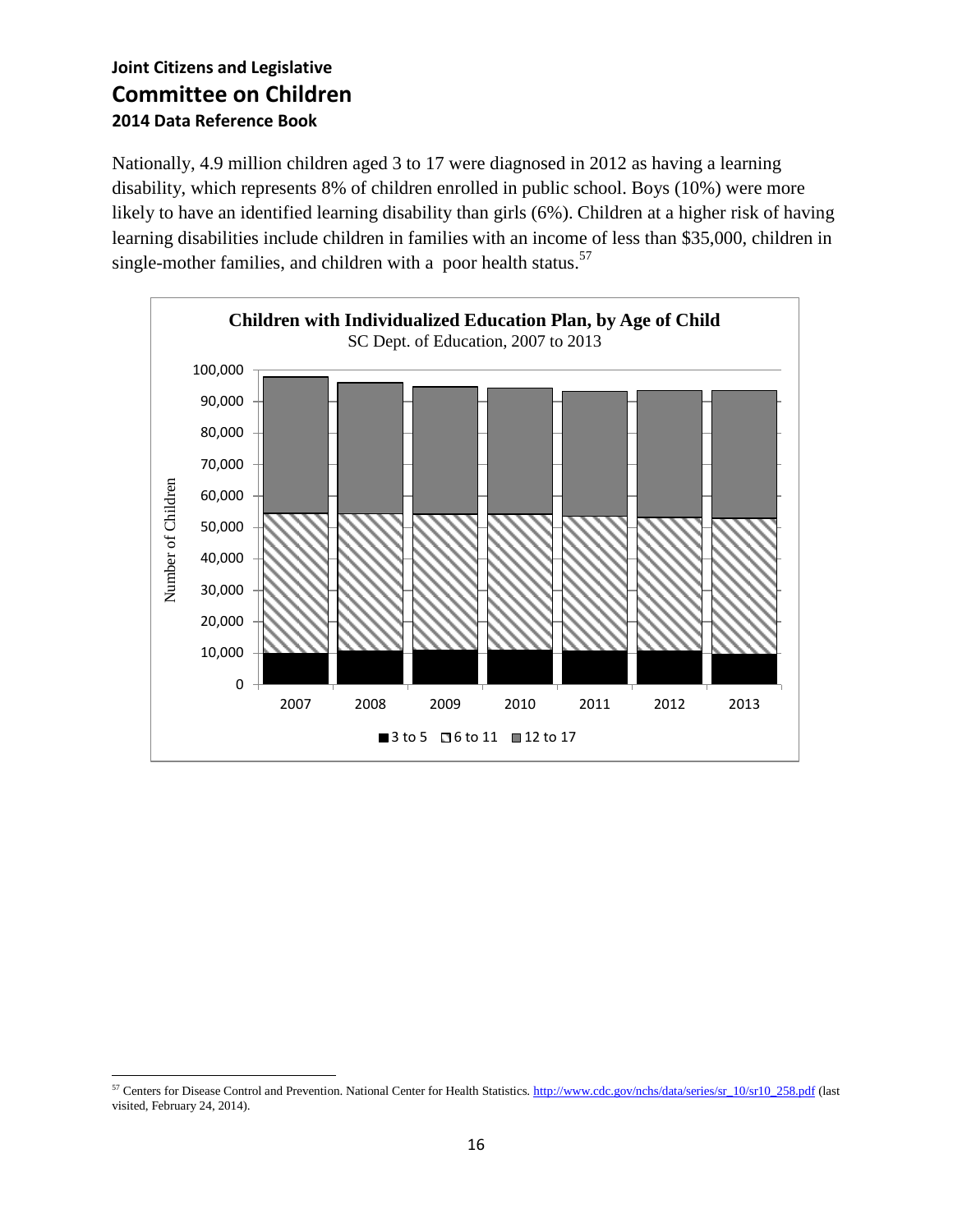Nationally, 4.9 million children aged 3 to 17 were diagnosed in 2012 as having a learning disability, which represents 8% of children enrolled in public school. Boys (10%) were more likely to have an identified learning disability than girls (6%). Children at a higher risk of having learning disabilities include children in families with an income of less than $35,000, children in single-mother families, and children with a poor health status.[57]

**Children with Individualized Education Plan, by Age of Child**
SC Dept. of Education, 2007 to 2013

---

[57] Centers for Disease Control and Prevention. National Center for Health Statistics. http://www.cdc.gov/nchs/data/series/sr_10/sr10_258.pdf (last visited, February 24, 2014).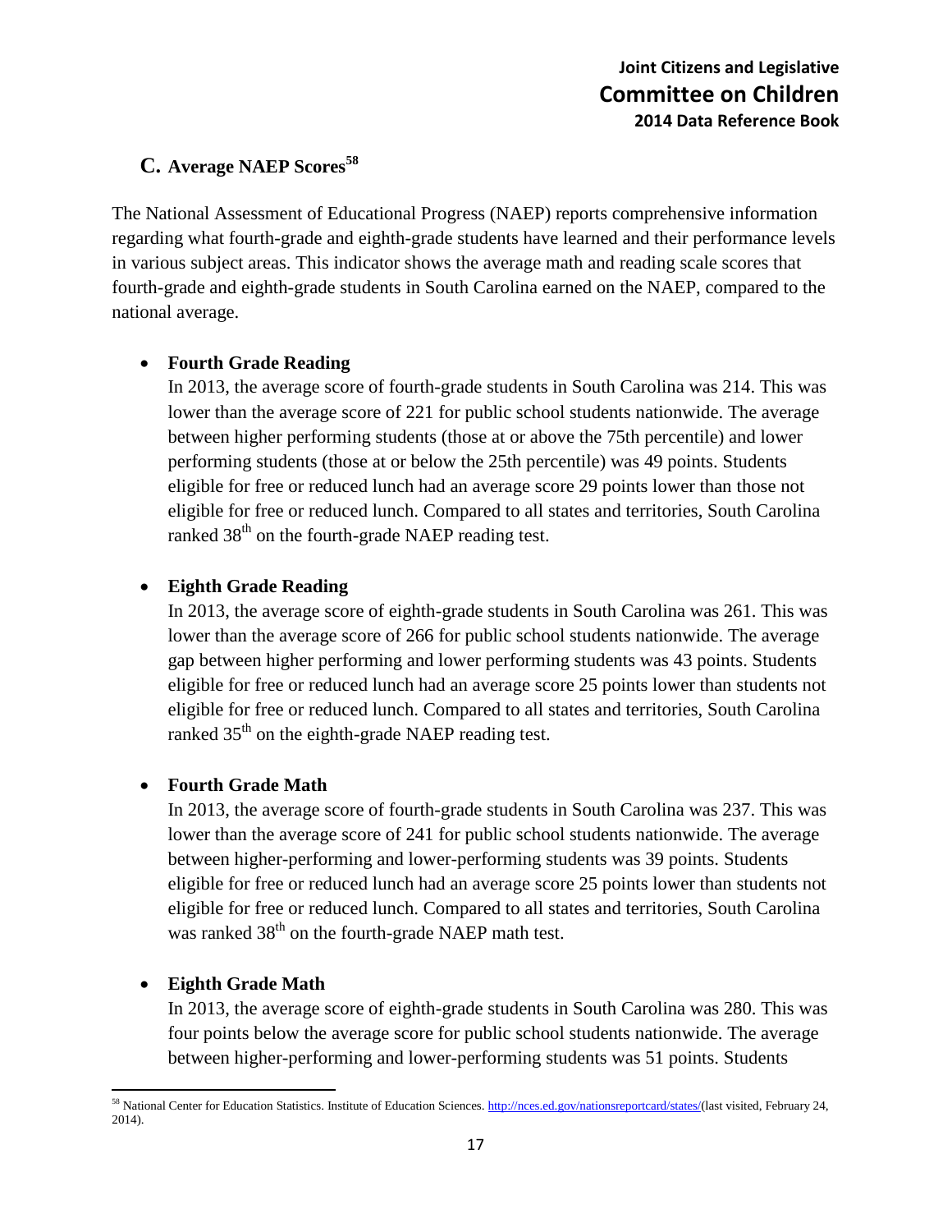## C. Average NAEP Scores[58]

The National Assessment of Educational Progress (NAEP) reports comprehensive information regarding what fourth-grade and eighth-grade students have learned and their performance levels in various subject areas. This indicator shows the average math and reading scale scores that fourth-grade and eighth-grade students in South Carolina earned on the NAEP, compared to the national average.

- **Fourth Grade Reading**
  In 2013, the average score of fourth-grade students in South Carolina was 214. This was lower than the average score of 221 for public school students nationwide. The average between higher performing students (those at or above the 75th percentile) and lower performing students (those at or below the 25th percentile) was 49 points. Students eligible for free or reduced lunch had an average score 29 points lower than those not eligible for free or reduced lunch. Compared to all states and territories, South Carolina ranked 38th on the fourth-grade NAEP reading test.

- **Eighth Grade Reading**
  In 2013, the average score of eighth-grade students in South Carolina was 261. This was lower than the average score of 266 for public school students nationwide. The average gap between higher performing and lower performing students was 43 points. Students eligible for free or reduced lunch had an average score 25 points lower than students not eligible for free or reduced lunch. Compared to all states and territories, South Carolina ranked 35th on the eighth-grade NAEP reading test.

- **Fourth Grade Math**
  In 2013, the average score of fourth-grade students in South Carolina was 237. This was lower than the average score of 241 for public school students nationwide. The average between higher-performing and lower-performing students was 39 points. Students eligible for free or reduced lunch had an average score 25 points lower than students not eligible for free or reduced lunch. Compared to all states and territories, South Carolina was ranked 38th on the fourth-grade NAEP math test.

- **Eighth Grade Math**
  In 2013, the average score of eighth-grade students in South Carolina was 280. This was four points below the average score for public school students nationwide. The average between higher-performing and lower-performing students was 51 points. Students

[58] National Center for Education Statistics. Institute of Education Sciences. http://nces.ed.gov/nationsreportcard/states/(last visited, February 24, 2014).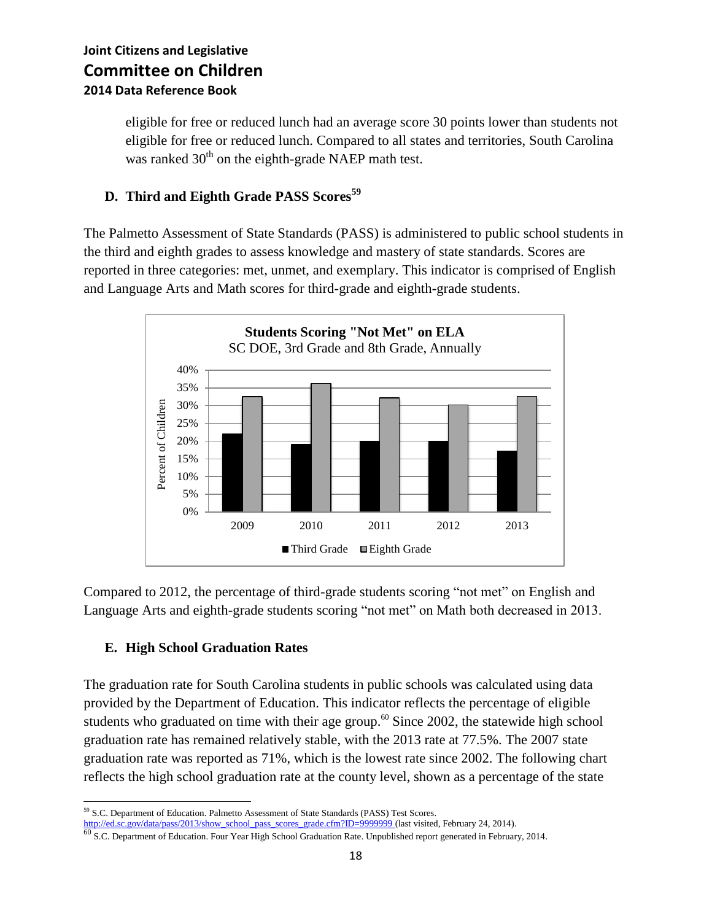eligible for free or reduced lunch had an average score 30 points lower than students not eligible for free or reduced lunch. Compared to all states and territories, South Carolina was ranked 30th on the eighth-grade NAEP math test.

### D. Third and Eighth Grade PASS Scores[59]

The Palmetto Assessment of State Standards (PASS) is administered to public school students in the third and eighth grades to assess knowledge and mastery of state standards. Scores are reported in three categories: met, unmet, and exemplary. This indicator is comprised of English and Language Arts and Math scores for third-grade and eighth-grade students.

**Students Scoring "Not Met" on ELA**
SC DOE, 3rd Grade and 8th Grade, Annually

Compared to 2012, the percentage of third-grade students scoring "not met" on English and Language Arts and eighth-grade students scoring "not met" on Math both decreased in 2013.

### E. High School Graduation Rates

The graduation rate for South Carolina students in public schools was calculated using data provided by the Department of Education. This indicator reflects the percentage of eligible students who graduated on time with their age group.[60] Since 2002, the statewide high school graduation rate has remained relatively stable, with the 2013 rate at 77.5%. The 2007 state graduation rate was reported as 71%, which is the lowest rate since 2002. The following chart reflects the high school graduation rate at the county level, shown as a percentage of the state

[59] S.C. Department of Education. Palmetto Assessment of State Standards (PASS) Test Scores. http://ed.sc.gov/data/pass/2013/show_school_pass_scores_grade.cfm?ID=9999999 (last visited, February 24, 2014).

[60] S.C. Department of Education. Four Year High School Graduation Rate. Unpublished report generated in February, 2014.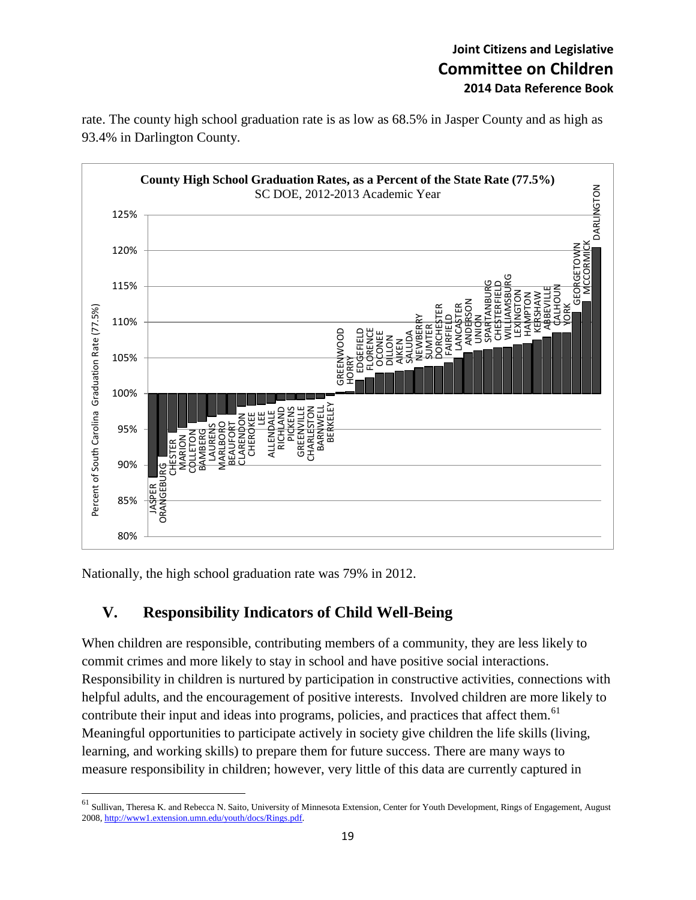rate. The county high school graduation rate is as low as 68.5% in Jasper County and as high as 93.4% in Darlington County.

**County High School Graduation Rates, as a Percent of the State Rate (77.5%)**
SC DOE, 2012-2013 Academic Year

Nationally, the high school graduation rate was 79% in 2012.

## V. Responsibility Indicators of Child Well-Being

When children are responsible, contributing members of a community, they are less likely to commit crimes and more likely to stay in school and have positive social interactions. Responsibility in children is nurtured by participation in constructive activities, connections with helpful adults, and the encouragement of positive interests. Involved children are more likely to contribute their input and ideas into programs, policies, and practices that affect them.[61] Meaningful opportunities to participate actively in society give children the life skills (living, learning, and working skills) to prepare them for future success. There are many ways to measure responsibility in children; however, very little of this data are currently captured in

[61] Sullivan, Theresa K. and Rebecca N. Saito, University of Minnesota Extension, Center for Youth Development, Rings of Engagement, August 2008, http://www1.extension.umn.edu/youth/docs/Rings.pdf.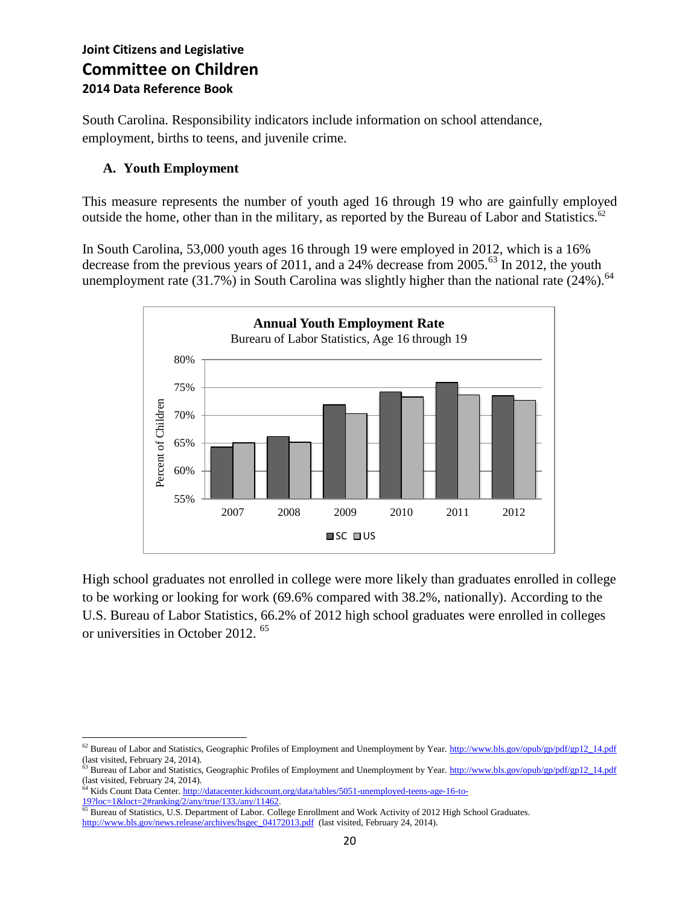South Carolina. Responsibility indicators include information on school attendance, employment, births to teens, and juvenile crime.

### A. Youth Employment

This measure represents the number of youth aged 16 through 19 who are gainfully employed outside the home, other than in the military, as reported by the Bureau of Labor and Statistics.[62]

In South Carolina, 53,000 youth ages 16 through 19 were employed in 2012, which is a 16% decrease from the previous years of 2011, and a 24% decrease from 2005.[63] In 2012, the youth unemployment rate (31.7%) in South Carolina was slightly higher than the national rate (24%).[64]

**Annual Youth Employment Rate**
Burearu of Labor Statistics, Age 16 through 19

High school graduates not enrolled in college were more likely than graduates enrolled in college to be working or looking for work (69.6% compared with 38.2%, nationally). According to the U.S. Bureau of Labor Statistics, 66.2% of 2012 high school graduates were enrolled in colleges or universities in October 2012. [65]

---

[62] Bureau of Labor and Statistics, Geographic Profiles of Employment and Unemployment by Year. http://www.bls.gov/opub/gp/pdf/gp12_14.pdf (last visited, February 24, 2014).

[63] Bureau of Labor and Statistics, Geographic Profiles of Employment and Unemployment by Year. http://www.bls.gov/opub/gp/pdf/gp12_14.pdf (last visited, February 24, 2014).

[64] Kids Count Data Center. http://datacenter.kidscount.org/data/tables/5051-unemployed-teens-age-16-to-19?loc=1&loct=2#ranking/2/any/true/133./any/11462.

[65] Bureau of Statistics, U.S. Department of Labor. College Enrollment and Work Activity of 2012 High School Graduates. http://www.bls.gov/news.release/archives/hsgec_04172013.pdf (last visited, February 24, 2014).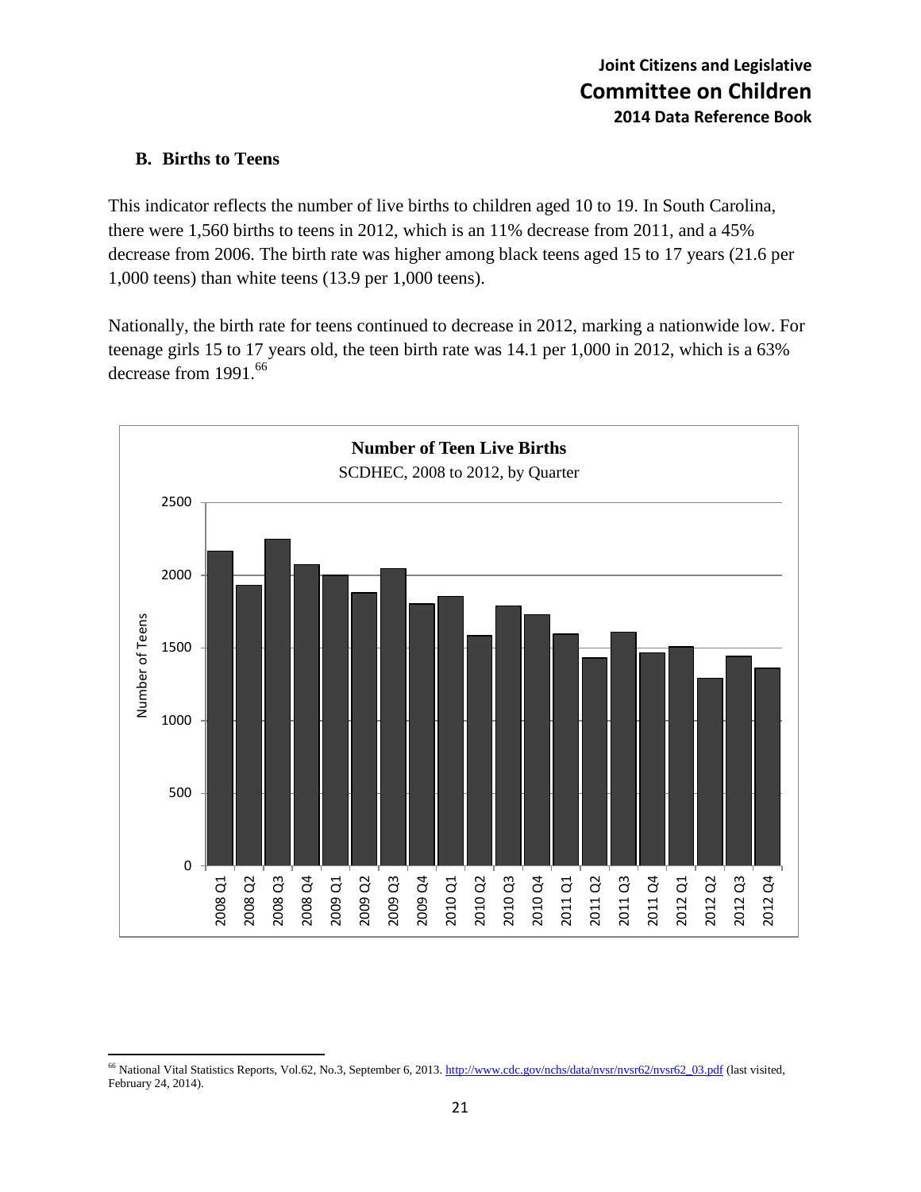## B. Births to Teens

This indicator reflects the number of live births to children aged 10 to 19. In South Carolina, there were 1,560 births to teens in 2012, which is an 11% decrease from 2011, and a 45% decrease from 2006. The birth rate was higher among black teens aged 15 to 17 years (21.6 per 1,000 teens) than white teens (13.9 per 1,000 teens).

Nationally, the birth rate for teens continued to decrease in 2012, marking a nationwide low. For teenage girls 15 to 17 years old, the teen birth rate was 14.1 per 1,000 in 2012, which is a 63% decrease from 1991.[66]

**Number of Teen Live Births**

SCDHEC, 2008 to 2012, by Quarter

---

[66] National Vital Statistics Reports, Vol.62, No.3, September 6, 2013. http://www.cdc.gov/nchs/data/nvsr/nvsr62/nvsr62_03.pdf (last visited, February 24, 2014).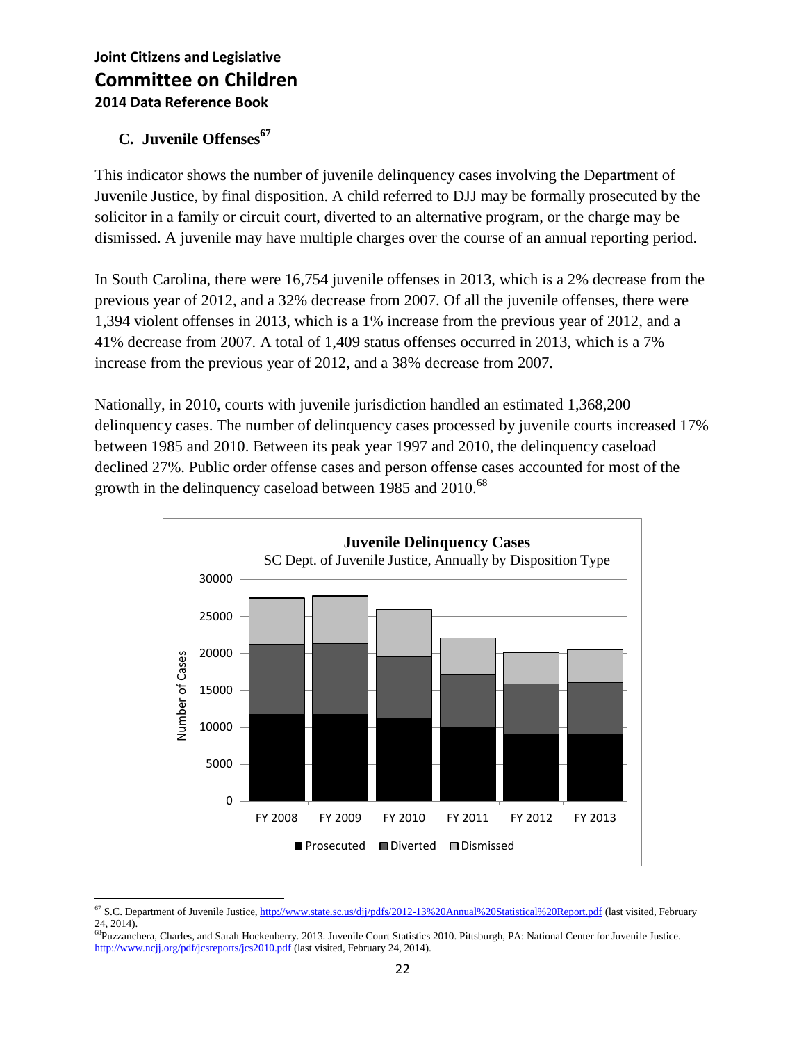## C. Juvenile Offenses[67]

This indicator shows the number of juvenile delinquency cases involving the Department of Juvenile Justice, by final disposition. A child referred to DJJ may be formally prosecuted by the solicitor in a family or circuit court, diverted to an alternative program, or the charge may be dismissed. A juvenile may have multiple charges over the course of an annual reporting period.

In South Carolina, there were 16,754 juvenile offenses in 2013, which is a 2% decrease from the previous year of 2012, and a 32% decrease from 2007. Of all the juvenile offenses, there were 1,394 violent offenses in 2013, which is a 1% increase from the previous year of 2012, and a 41% decrease from 2007. A total of 1,409 status offenses occurred in 2013, which is a 7% increase from the previous year of 2012, and a 38% decrease from 2007.

Nationally, in 2010, courts with juvenile jurisdiction handled an estimated 1,368,200 delinquency cases. The number of delinquency cases processed by juvenile courts increased 17% between 1985 and 2010. Between its peak year 1997 and 2010, the delinquency caseload declined 27%. Public order offense cases and person offense cases accounted for most of the growth in the delinquency caseload between 1985 and 2010.[68]

**Juvenile Delinquency Cases**
SC Dept. of Juvenile Justice, Annually by Disposition Type

Number of Cases (0–30000); FY 2008, FY 2009, FY 2010, FY 2011, FY 2012, FY 2013

■ Prosecuted ■ Diverted □ Dismissed

---

[67] S.C. Department of Juvenile Justice, http://www.state.sc.us/djj/pdfs/2012-13%20Annual%20Statistical%20Report.pdf (last visited, February 24, 2014).

[68] Puzzanchera, Charles, and Sarah Hockenberry. 2013. Juvenile Court Statistics 2010. Pittsburgh, PA: National Center for Juvenile Justice. http://www.ncjj.org/pdf/jcsreports/jcs2010.pdf (last visited, February 24, 2014).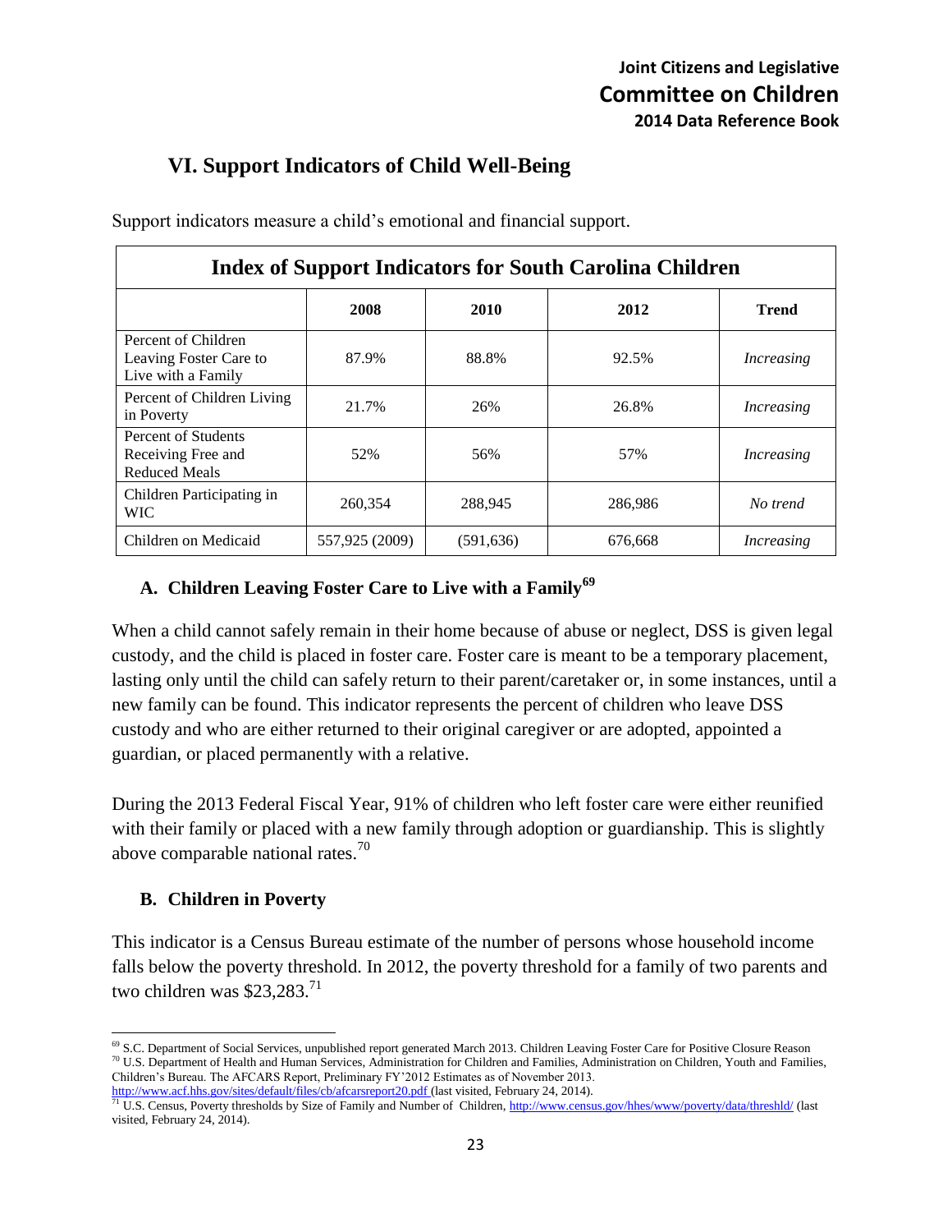## VI. Support Indicators of Child Well-Being

Support indicators measure a child's emotional and financial support.

| Index of Support Indicators for South Carolina Children | | | | |
|---|---|---|---|---|
| | **2008** | **2010** | **2012** | **Trend** |
| Percent of Children Leaving Foster Care to Live with a Family | 87.9% | 88.8% | 92.5% | *Increasing* |
| Percent of Children Living in Poverty | 21.7% | 26% | 26.8% | *Increasing* |
| Percent of Students Receiving Free and Reduced Meals | 52% | 56% | 57% | *Increasing* |
| Children Participating in WIC | 260,354 | 288,945 | 286,986 | *No trend* |
| Children on Medicaid | 557,925 (2009) | (591,636) | 676,668 | *Increasing* |

### A. Children Leaving Foster Care to Live with a Family[69]

When a child cannot safely remain in their home because of abuse or neglect, DSS is given legal custody, and the child is placed in foster care. Foster care is meant to be a temporary placement, lasting only until the child can safely return to their parent/caretaker or, in some instances, until a new family can be found. This indicator represents the percent of children who leave DSS custody and who are either returned to their original caregiver or are adopted, appointed a guardian, or placed permanently with a relative.

During the 2013 Federal Fiscal Year, 91% of children who left foster care were either reunified with their family or placed with a new family through adoption or guardianship. This is slightly above comparable national rates.[70]

### B. Children in Poverty

This indicator is a Census Bureau estimate of the number of persons whose household income falls below the poverty threshold. In 2012, the poverty threshold for a family of two parents and two children was $23,283.[71]

---

[69] S.C. Department of Social Services, unpublished report generated March 2013. Children Leaving Foster Care for Positive Closure Reason

[70] U.S. Department of Health and Human Services, Administration for Children and Families, Administration on Children, Youth and Families, Children's Bureau. The AFCARS Report, Preliminary FY'2012 Estimates as of November 2013. http://www.acf.hhs.gov/sites/default/files/cb/afcarsreport20.pdf (last visited, February 24, 2014).

[71] U.S. Census, Poverty thresholds by Size of Family and Number of Children, http://www.census.gov/hhes/www/poverty/data/threshld/ (last visited, February 24, 2014).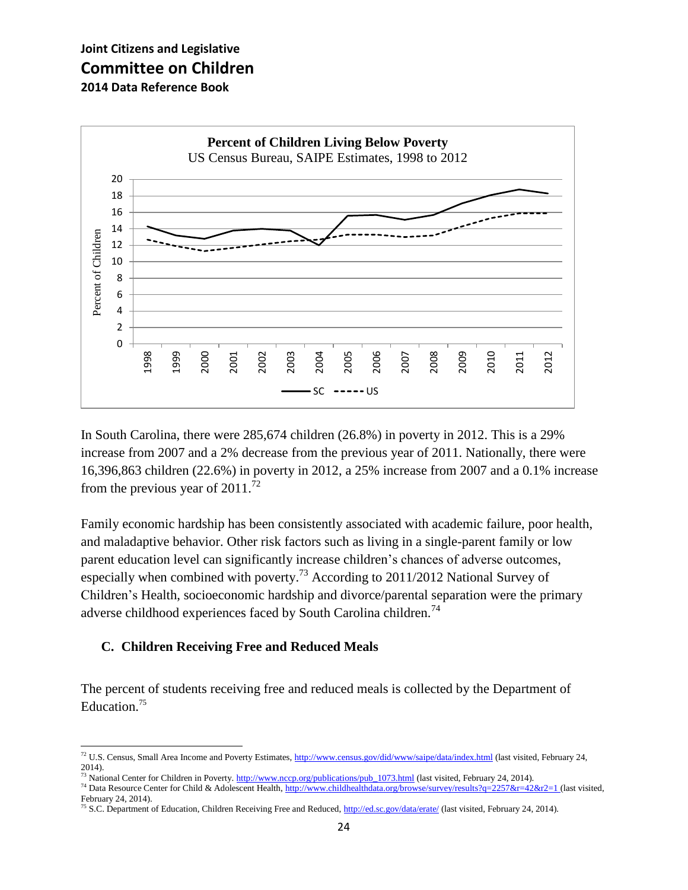**Percent of Children Living Below Poverty**

US Census Bureau, SAIPE Estimates, 1998 to 2012

In South Carolina, there were 285,674 children (26.8%) in poverty in 2012. This is a 29% increase from 2007 and a 2% decrease from the previous year of 2011. Nationally, there were 16,396,863 children (22.6%) in poverty in 2012, a 25% increase from 2007 and a 0.1% increase from the previous year of 2011.[72]

Family economic hardship has been consistently associated with academic failure, poor health, and maladaptive behavior. Other risk factors such as living in a single-parent family or low parent education level can significantly increase children's chances of adverse outcomes, especially when combined with poverty.[73] According to 2011/2012 National Survey of Children's Health, socioeconomic hardship and divorce/parental separation were the primary adverse childhood experiences faced by South Carolina children.[74]

### C. Children Receiving Free and Reduced Meals

The percent of students receiving free and reduced meals is collected by the Department of Education.[75]

---

[72] U.S. Census, Small Area Income and Poverty Estimates, http://www.census.gov/did/www/saipe/data/index.html (last visited, February 24, 2014).

[73] National Center for Children in Poverty. http://www.nccp.org/publications/pub_1073.html (last visited, February 24, 2014).

[74] Data Resource Center for Child & Adolescent Health, http://www.childhealthdata.org/browse/survey/results?q=2257&r=42&r2=1 (last visited, February 24, 2014).

[75] S.C. Department of Education, Children Receiving Free and Reduced, http://ed.sc.gov/data/erate/ (last visited, February 24, 2014).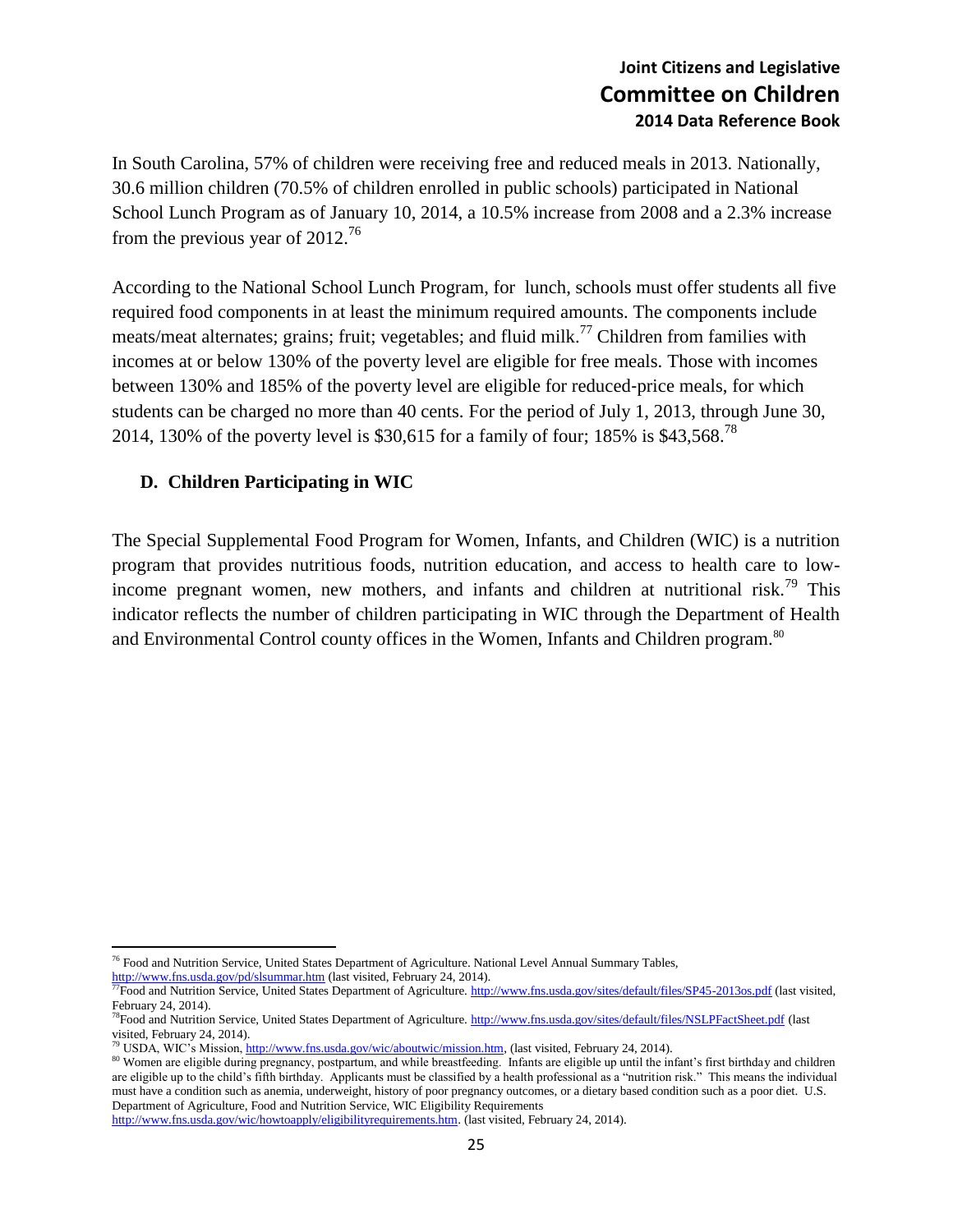In South Carolina, 57% of children were receiving free and reduced meals in 2013. Nationally, 30.6 million children (70.5% of children enrolled in public schools) participated in National School Lunch Program as of January 10, 2014, a 10.5% increase from 2008 and a 2.3% increase from the previous year of 2012.[76]

According to the National School Lunch Program, for lunch, schools must offer students all five required food components in at least the minimum required amounts. The components include meats/meat alternates; grains; fruit; vegetables; and fluid milk.[77] Children from families with incomes at or below 130% of the poverty level are eligible for free meals. Those with incomes between 130% and 185% of the poverty level are eligible for reduced-price meals, for which students can be charged no more than 40 cents. For the period of July 1, 2013, through June 30, 2014, 130% of the poverty level is $30,615 for a family of four; 185% is $43,568.[78]

### D. Children Participating in WIC

The Special Supplemental Food Program for Women, Infants, and Children (WIC) is a nutrition program that provides nutritious foods, nutrition education, and access to health care to low-income pregnant women, new mothers, and infants and children at nutritional risk.[79] This indicator reflects the number of children participating in WIC through the Department of Health and Environmental Control county offices in the Women, Infants and Children program.[80]

---

[76] Food and Nutrition Service, United States Department of Agriculture. National Level Annual Summary Tables, http://www.fns.usda.gov/pd/slsummar.htm (last visited, February 24, 2014).

[77] Food and Nutrition Service, United States Department of Agriculture. http://www.fns.usda.gov/sites/default/files/SP45-2013os.pdf (last visited, February 24, 2014).

[78] Food and Nutrition Service, United States Department of Agriculture. http://www.fns.usda.gov/sites/default/files/NSLPFactSheet.pdf (last visited, February 24, 2014).

[79] USDA, WIC's Mission, http://www.fns.usda.gov/wic/aboutwic/mission.htm, (last visited, February 24, 2014).

[80] Women are eligible during pregnancy, postpartum, and while breastfeeding. Infants are eligible up until the infant's first birthday and children are eligible up to the child's fifth birthday. Applicants must be classified by a health professional as a "nutrition risk." This means the individual must have a condition such as anemia, underweight, history of poor pregnancy outcomes, or a dietary based condition such as a poor diet. U.S. Department of Agriculture, Food and Nutrition Service, WIC Eligibility Requirements http://www.fns.usda.gov/wic/howtoapply/eligibilityrequirements.htm. (last visited, February 24, 2014).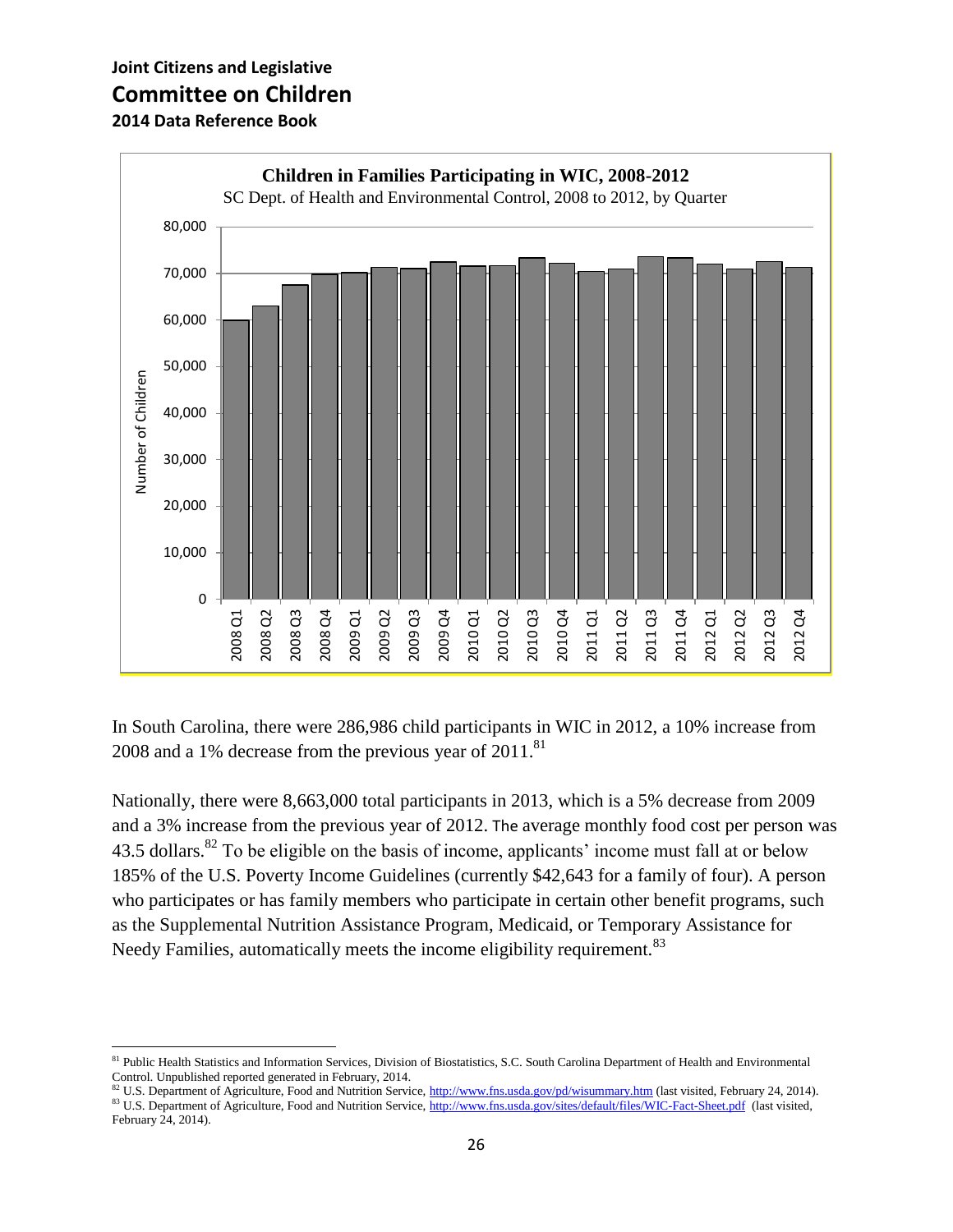**Children in Families Participating in WIC, 2008-2012**

SC Dept. of Health and Environmental Control, 2008 to 2012, by Quarter

In South Carolina, there were 286,986 child participants in WIC in 2012, a 10% increase from 2008 and a 1% decrease from the previous year of 2011.[81]

Nationally, there were 8,663,000 total participants in 2013, which is a 5% decrease from 2009 and a 3% increase from the previous year of 2012. The average monthly food cost per person was 43.5 dollars.[82] To be eligible on the basis of income, applicants' income must fall at or below 185% of the U.S. Poverty Income Guidelines (currently $42,643 for a family of four). A person who participates or has family members who participate in certain other benefit programs, such as the Supplemental Nutrition Assistance Program, Medicaid, or Temporary Assistance for Needy Families, automatically meets the income eligibility requirement.[83]

---

[81] Public Health Statistics and Information Services, Division of Biostatistics, S.C. South Carolina Department of Health and Environmental Control. Unpublished reported generated in February, 2014.

[82] U.S. Department of Agriculture, Food and Nutrition Service, http://www.fns.usda.gov/pd/wisummary.htm (last visited, February 24, 2014).

[83] U.S. Department of Agriculture, Food and Nutrition Service, http://www.fns.usda.gov/sites/default/files/WIC-Fact-Sheet.pdf (last visited, February 24, 2014).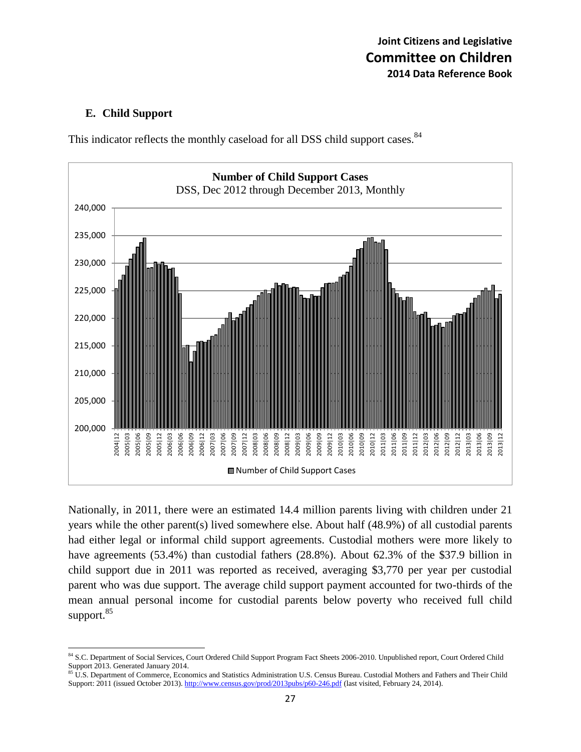## E. Child Support

This indicator reflects the monthly caseload for all DSS child support cases.[84]

**Number of Child Support Cases**
DSS, Dec 2012 through December 2013, Monthly

Nationally, in 2011, there were an estimated 14.4 million parents living with children under 21 years while the other parent(s) lived somewhere else. About half (48.9%) of all custodial parents had either legal or informal child support agreements. Custodial mothers were more likely to have agreements (53.4%) than custodial fathers (28.8%). About 62.3% of the $37.9 billion in child support due in 2011 was reported as received, averaging $3,770 per year per custodial parent who was due support. The average child support payment accounted for two-thirds of the mean annual personal income for custodial parents below poverty who received full child support.[85]

---

[84] S.C. Department of Social Services, Court Ordered Child Support Program Fact Sheets 2006-2010. Unpublished report, Court Ordered Child Support 2013. Generated January 2014.

[85] U.S. Department of Commerce, Economics and Statistics Administration U.S. Census Bureau. Custodial Mothers and Fathers and Their Child Support: 2011 (issued October 2013). http://www.census.gov/prod/2013pubs/p60-246.pdf (last visited, February 24, 2014).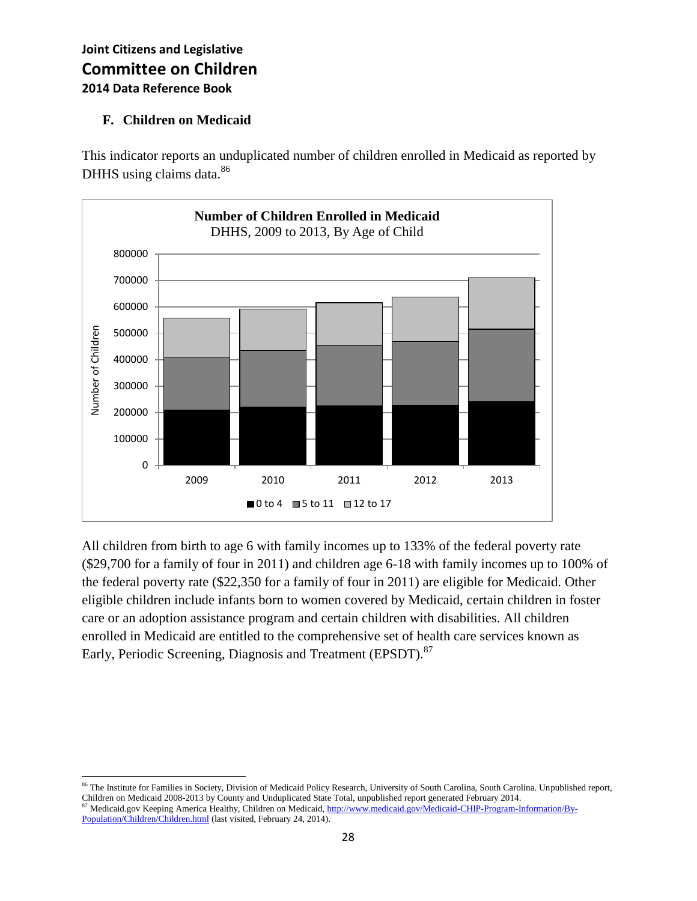**Joint Citizens and Legislative**
**Committee on Children**
**2014 Data Reference Book**

### F. Children on Medicaid

This indicator reports an unduplicated number of children enrolled in Medicaid as reported by DHHS using claims data.[86]

**Number of Children Enrolled in Medicaid**
DHHS, 2009 to 2013, By Age of Child

Number of Children

800000
700000
600000
500000
400000
300000
200000
100000
0

2009 2010 2011 2012 2013

■ 0 to 4 ■ 5 to 11 ■ 12 to 17

All children from birth to age 6 with family incomes up to 133% of the federal poverty rate ($29,700 for a family of four in 2011) and children age 6-18 with family incomes up to 100% of the federal poverty rate ($22,350 for a family of four in 2011) are eligible for Medicaid. Other eligible children include infants born to women covered by Medicaid, certain children in foster care or an adoption assistance program and certain children with disabilities. All children enrolled in Medicaid are entitled to the comprehensive set of health care services known as Early, Periodic Screening, Diagnosis and Treatment (EPSDT).[87]

---

[86] The Institute for Families in Society, Division of Medicaid Policy Research, University of South Carolina, South Carolina. Unpublished report, Children on Medicaid 2008-2013 by County and Unduplicated State Total, unpublished report generated February 2014.

[87] Medicaid.gov Keeping America Healthy, Children on Medicaid, [http://www.medicaid.gov/Medicaid-CHIP-Program-Information/By-Population/Children/Children.html](http://www.medicaid.gov/Medicaid-CHIP-Program-Information/By-Population/Children/Children.html) (last visited, February 24, 2014).